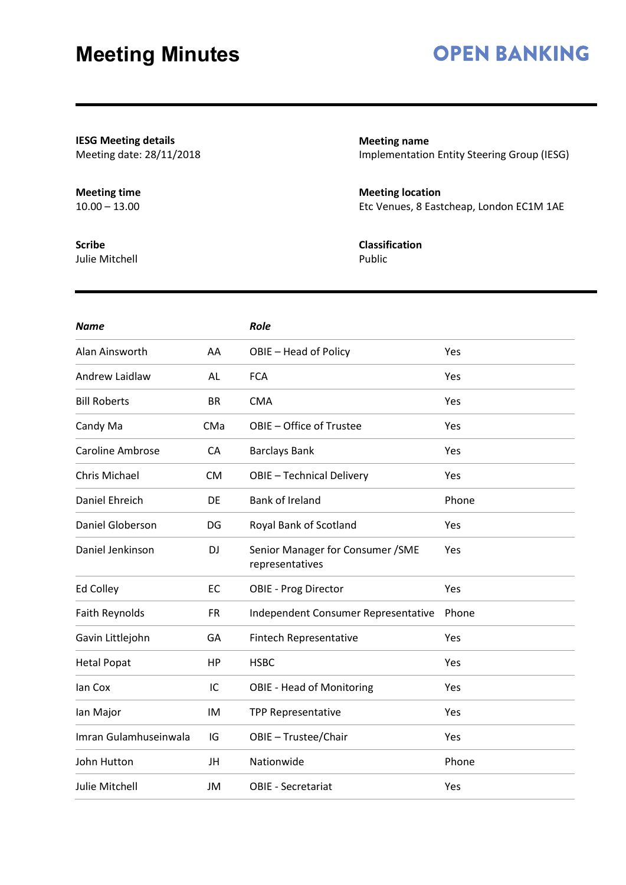# Meeting Minutes

**OPEN BANKING**

**IESG Meeting details**
Meeting date: 28/11/2018

**Meeting name**
Implementation Entity Steering Group (IESG)

**Meeting time**
10.00 – 13.00

**Meeting location**
Etc Venues, 8 Eastcheap, London EC1M 1AE

**Scribe**
Julie Mitchell

**Classification**
Public

| *Name* | | *Role* | |
|---|---|---|---|
| Alan Ainsworth | AA | OBIE – Head of Policy | Yes |
| Andrew Laidlaw | AL | FCA | Yes |
| Bill Roberts | BR | CMA | Yes |
| Candy Ma | CMa | OBIE – Office of Trustee | Yes |
| Caroline Ambrose | CA | Barclays Bank | Yes |
| Chris Michael | CM | OBIE – Technical Delivery | Yes |
| Daniel Ehreich | DE | Bank of Ireland | Phone |
| Daniel Globerson | DG | Royal Bank of Scotland | Yes |
| Daniel Jenkinson | DJ | Senior Manager for Consumer /SME representatives | Yes |
| Ed Colley | EC | OBIE - Prog Director | Yes |
| Faith Reynolds | FR | Independent Consumer Representative | Phone |
| Gavin Littlejohn | GA | Fintech Representative | Yes |
| Hetal Popat | HP | HSBC | Yes |
| Ian Cox | IC | OBIE - Head of Monitoring | Yes |
| Ian Major | IM | TPP Representative | Yes |
| Imran Gulamhuseinwala | IG | OBIE – Trustee/Chair | Yes |
| John Hutton | JH | Nationwide | Phone |
| Julie Mitchell | JM | OBIE - Secretariat | Yes |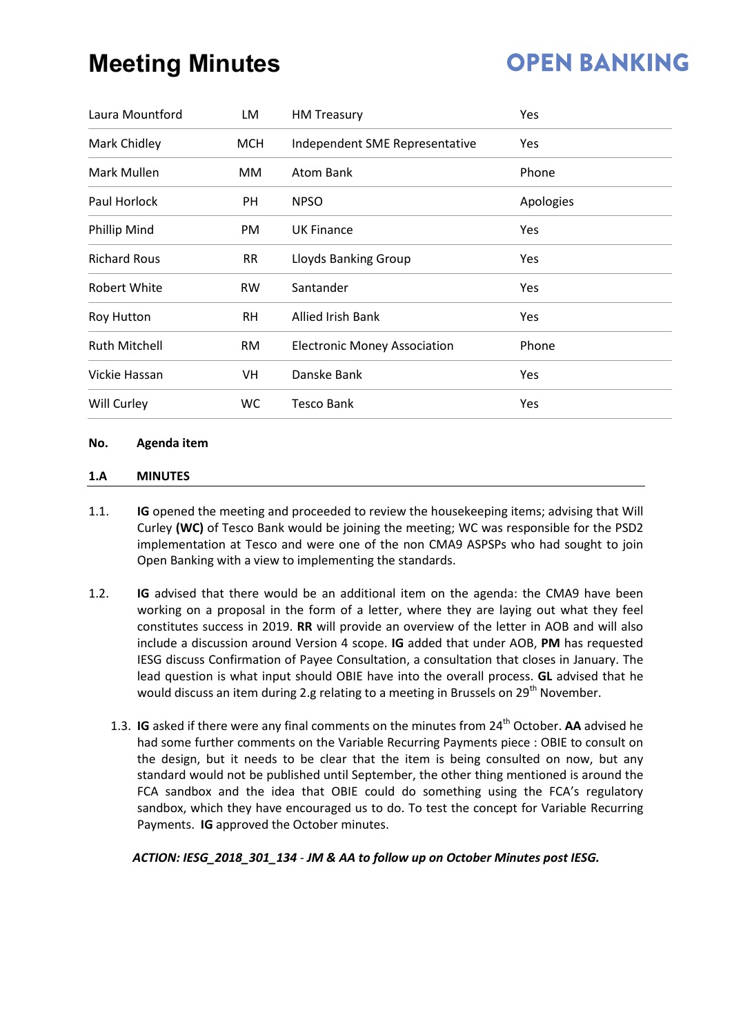| | | | |
|---|---|---|---|
| Laura Mountford | LM | HM Treasury | Yes |
| Mark Chidley | MCH | Independent SME Representative | Yes |
| Mark Mullen | MM | Atom Bank | Phone |
| Paul Horlock | PH | NPSO | Apologies |
| Phillip Mind | PM | UK Finance | Yes |
| Richard Rous | RR | Lloyds Banking Group | Yes |
| Robert White | RW | Santander | Yes |
| Roy Hutton | RH | Allied Irish Bank | Yes |
| Ruth Mitchell | RM | Electronic Money Association | Phone |
| Vickie Hassan | VH | Danske Bank | Yes |
| Will Curley | WC | Tesco Bank | Yes |

**No. Agenda item**

**1.A MINUTES**

1.1. **IG** opened the meeting and proceeded to review the housekeeping items; advising that Will Curley **(WC)** of Tesco Bank would be joining the meeting; WC was responsible for the PSD2 implementation at Tesco and were one of the non CMA9 ASPSPs who had sought to join Open Banking with a view to implementing the standards.

1.2. **IG** advised that there would be an additional item on the agenda: the CMA9 have been working on a proposal in the form of a letter, where they are laying out what they feel constitutes success in 2019. **RR** will provide an overview of the letter in AOB and will also include a discussion around Version 4 scope. **IG** added that under AOB, **PM** has requested IESG discuss Confirmation of Payee Consultation, a consultation that closes in January. The lead question is what input should OBIE have into the overall process. **GL** advised that he would discuss an item during 2.g relating to a meeting in Brussels on 29th November.

1.3. **IG** asked if there were any final comments on the minutes from 24th October. **AA** advised he had some further comments on the Variable Recurring Payments piece : OBIE to consult on the design, but it needs to be clear that the item is being consulted on now, but any standard would not be published until September, the other thing mentioned is around the FCA sandbox and the idea that OBIE could do something using the FCA's regulatory sandbox, which they have encouraged us to do. To test the concept for Variable Recurring Payments. **IG** approved the October minutes.

***ACTION: IESG_2018_301_134 - JM & AA to follow up on October Minutes post IESG.***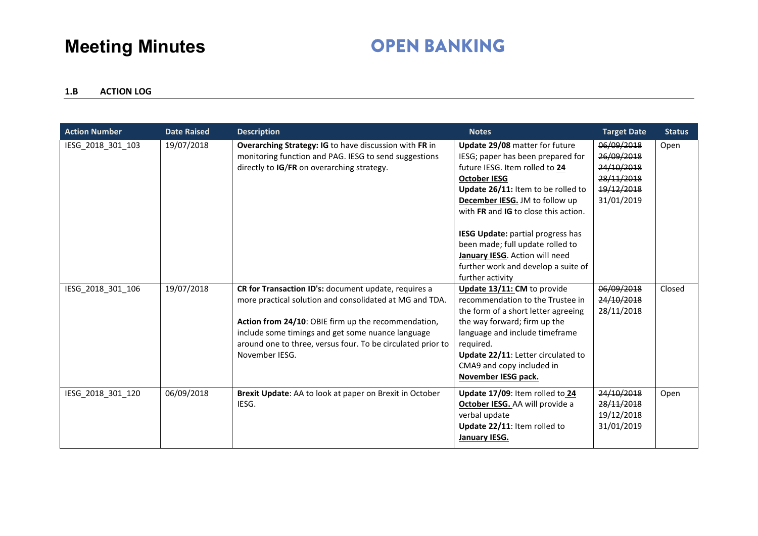# Meeting Minutes

**OPEN BANKING**

### 1.B ACTION LOG

| Action Number | Date Raised | Description | Notes | Target Date | Status |
|---|---|---|---|---|---|
| IESG_2018_301_103 | 19/07/2018 | **Overarching Strategy: IG** to have discussion with **FR** in monitoring function and PAG. IESG to send suggestions directly to **IG**/**FR** on overarching strategy. | **Update 29/08** matter for future IESG; paper has been prepared for future IESG. Item rolled to **24 October IESG**<br>**Update 26/11:** Item to be rolled to **December IESG.** JM to follow up with **FR** and **IG** to close this action.<br><br>**IESG Update:** partial progress has been made; full update rolled to **January IESG**. Action will need further work and develop a suite of further activity | ~~06/09/2018~~<br>~~26/09/2018~~<br>~~24/10/2018~~<br>~~28/11/2018~~<br>~~19/12/2018~~<br>31/01/2019 | Open |
| IESG_2018_301_106 | 19/07/2018 | **CR for Transaction ID's:** document update, requires a more practical solution and consolidated at MG and TDA.<br><br>**Action from 24/10**: OBIE firm up the recommendation, include some timings and get some nuance language around one to three, versus four. To be circulated prior to November IESG. | **Update 13/11: CM** to provide recommendation to the Trustee in the form of a short letter agreeing the way forward; firm up the language and include timeframe required.<br>**Update 22/11**: Letter circulated to CMA9 and copy included in **November IESG pack.** | ~~06/09/2018~~<br>~~24/10/2018~~<br>28/11/2018 | Closed |
| IESG_2018_301_120 | 06/09/2018 | **Brexit Update**: AA to look at paper on Brexit in October IESG. | **Update 17/09**: Item rolled to **24 October IESG.** AA will provide a verbal update<br>**Update 22/11**: Item rolled to **January IESG.** | ~~24/10/2018~~<br>~~28/11/2018~~<br>19/12/2018<br>31/01/2019 | Open |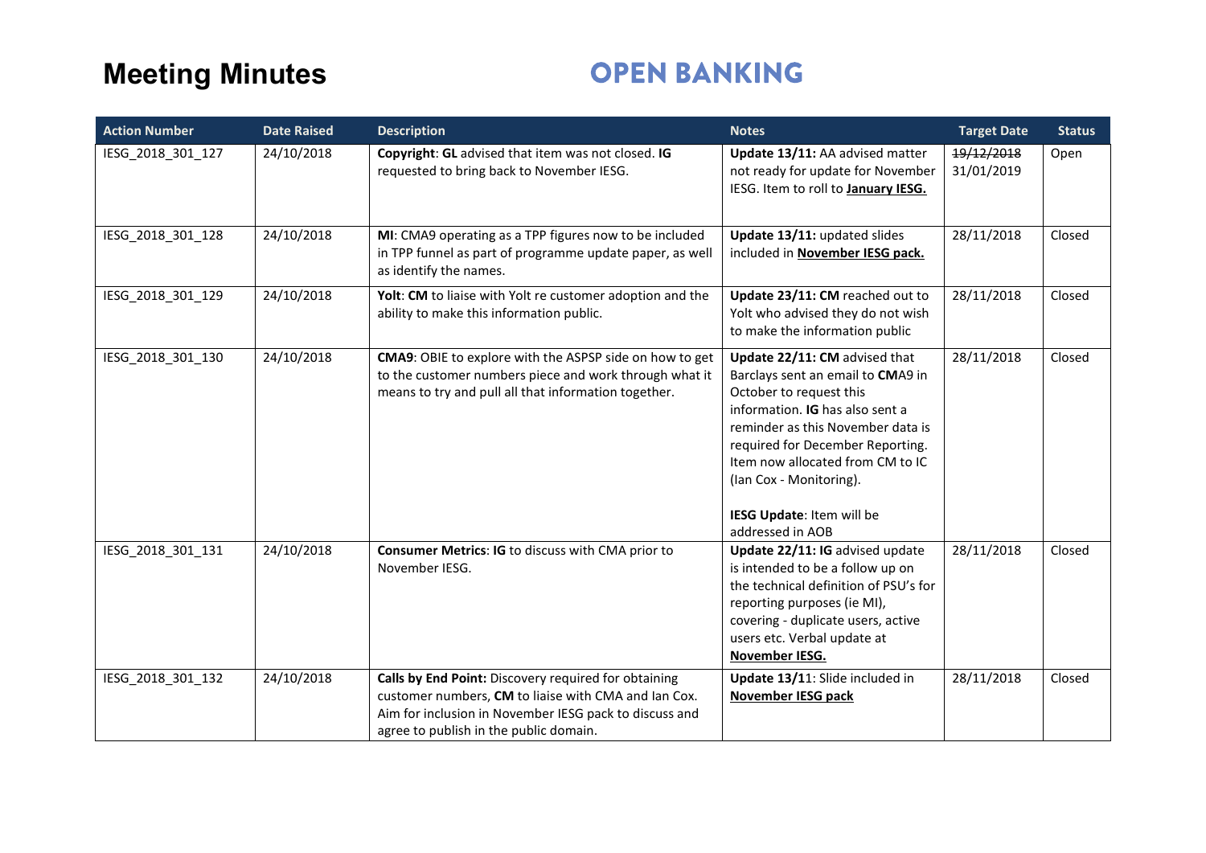# Meeting Minutes

**OPEN BANKING**

| Action Number | Date Raised | Description | Notes | Target Date | Status |
|---|---|---|---|---|---|
| IESG_2018_301_127 | 24/10/2018 | **Copyright**: **GL** advised that item was not closed. **IG** requested to bring back to November IESG. | **Update 13/11:** AA advised matter not ready for update for November IESG. Item to roll to **January IESG.** | ~~19/12/2018~~ 31/01/2019 | Open |
| IESG_2018_301_128 | 24/10/2018 | **MI**: CMA9 operating as a TPP figures now to be included in TPP funnel as part of programme update paper, as well as identify the names. | **Update 13/11:** updated slides included in **November IESG pack.** | 28/11/2018 | Closed |
| IESG_2018_301_129 | 24/10/2018 | **Yolt**: **CM** to liaise with Yolt re customer adoption and the ability to make this information public. | **Update 23/11: CM** reached out to Yolt who advised they do not wish to make the information public | 28/11/2018 | Closed |
| IESG_2018_301_130 | 24/10/2018 | **CMA9**: OBIE to explore with the ASPSP side on how to get to the customer numbers piece and work through what it means to try and pull all that information together. | **Update 22/11: CM** advised that Barclays sent an email to **CM**A9 in October to request this information. **IG** has also sent a reminder as this November data is required for December Reporting. Item now allocated from CM to IC (Ian Cox - Monitoring). **IESG Update**: Item will be addressed in AOB | 28/11/2018 | Closed |
| IESG_2018_301_131 | 24/10/2018 | **Consumer Metrics**: **IG** to discuss with CMA prior to November IESG. | **Update 22/11: IG** advised update is intended to be a follow up on the technical definition of PSU's for reporting purposes (ie MI), covering - duplicate users, active users etc. Verbal update at **November IESG.** | 28/11/2018 | Closed |
| IESG_2018_301_132 | 24/10/2018 | **Calls by End Point:** Discovery required for obtaining customer numbers, **CM** to liaise with CMA and Ian Cox. Aim for inclusion in November IESG pack to discuss and agree to publish in the public domain. | **Update 13/11**: Slide included in **November IESG pack** | 28/11/2018 | Closed |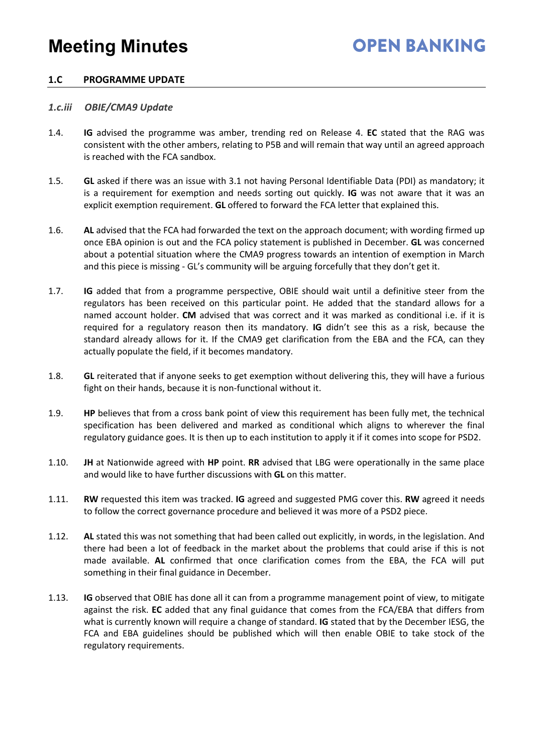### 1.C PROGRAMME UPDATE

#### *1.c.iii OBIE/CMA9 Update*

1.4. **IG** advised the programme was amber, trending red on Release 4. **EC** stated that the RAG was consistent with the other ambers, relating to P5B and will remain that way until an agreed approach is reached with the FCA sandbox.

1.5. **GL** asked if there was an issue with 3.1 not having Personal Identifiable Data (PDI) as mandatory; it is a requirement for exemption and needs sorting out quickly. **IG** was not aware that it was an explicit exemption requirement. **GL** offered to forward the FCA letter that explained this.

1.6. **AL** advised that the FCA had forwarded the text on the approach document; with wording firmed up once EBA opinion is out and the FCA policy statement is published in December. **GL** was concerned about a potential situation where the CMA9 progress towards an intention of exemption in March and this piece is missing - GL's community will be arguing forcefully that they don't get it.

1.7. **IG** added that from a programme perspective, OBIE should wait until a definitive steer from the regulators has been received on this particular point. He added that the standard allows for a named account holder. **CM** advised that was correct and it was marked as conditional i.e. if it is required for a regulatory reason then its mandatory. **IG** didn't see this as a risk, because the standard already allows for it. If the CMA9 get clarification from the EBA and the FCA, can they actually populate the field, if it becomes mandatory.

1.8. **GL** reiterated that if anyone seeks to get exemption without delivering this, they will have a furious fight on their hands, because it is non-functional without it.

1.9. **HP** believes that from a cross bank point of view this requirement has been fully met, the technical specification has been delivered and marked as conditional which aligns to wherever the final regulatory guidance goes. It is then up to each institution to apply it if it comes into scope for PSD2.

1.10. **JH** at Nationwide agreed with **HP** point. **RR** advised that LBG were operationally in the same place and would like to have further discussions with **GL** on this matter.

1.11. **RW** requested this item was tracked. **IG** agreed and suggested PMG cover this. **RW** agreed it needs to follow the correct governance procedure and believed it was more of a PSD2 piece.

1.12. **AL** stated this was not something that had been called out explicitly, in words, in the legislation. And there had been a lot of feedback in the market about the problems that could arise if this is not made available. **AL** confirmed that once clarification comes from the EBA, the FCA will put something in their final guidance in December.

1.13. **IG** observed that OBIE has done all it can from a programme management point of view, to mitigate against the risk. **EC** added that any final guidance that comes from the FCA/EBA that differs from what is currently known will require a change of standard. **IG** stated that by the December IESG, the FCA and EBA guidelines should be published which will then enable OBIE to take stock of the regulatory requirements.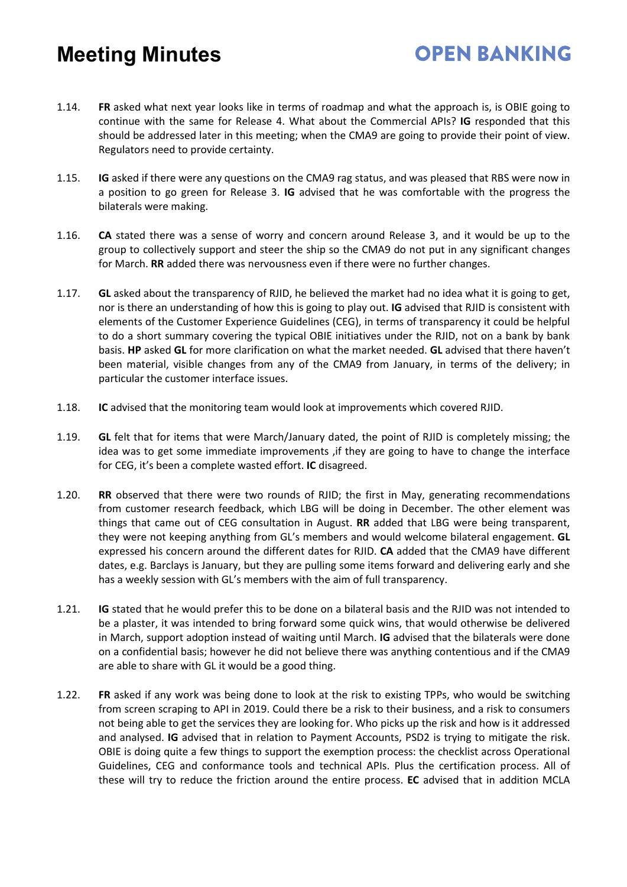1.14. **FR** asked what next year looks like in terms of roadmap and what the approach is, is OBIE going to continue with the same for Release 4. What about the Commercial APIs? **IG** responded that this should be addressed later in this meeting; when the CMA9 are going to provide their point of view. Regulators need to provide certainty.

1.15. **IG** asked if there were any questions on the CMA9 rag status, and was pleased that RBS were now in a position to go green for Release 3. **IG** advised that he was comfortable with the progress the bilaterals were making.

1.16. **CA** stated there was a sense of worry and concern around Release 3, and it would be up to the group to collectively support and steer the ship so the CMA9 do not put in any significant changes for March. **RR** added there was nervousness even if there were no further changes.

1.17. **GL** asked about the transparency of RJID, he believed the market had no idea what it is going to get, nor is there an understanding of how this is going to play out. **IG** advised that RJID is consistent with elements of the Customer Experience Guidelines (CEG), in terms of transparency it could be helpful to do a short summary covering the typical OBIE initiatives under the RJID, not on a bank by bank basis. **HP** asked **GL** for more clarification on what the market needed. **GL** advised that there haven't been material, visible changes from any of the CMA9 from January, in terms of the delivery; in particular the customer interface issues.

1.18. **IC** advised that the monitoring team would look at improvements which covered RJID.

1.19. **GL** felt that for items that were March/January dated, the point of RJID is completely missing; the idea was to get some immediate improvements ,if they are going to have to change the interface for CEG, it's been a complete wasted effort. **IC** disagreed.

1.20. **RR** observed that there were two rounds of RJID; the first in May, generating recommendations from customer research feedback, which LBG will be doing in December. The other element was things that came out of CEG consultation in August. **RR** added that LBG were being transparent, they were not keeping anything from GL's members and would welcome bilateral engagement. **GL** expressed his concern around the different dates for RJID. **CA** added that the CMA9 have different dates, e.g. Barclays is January, but they are pulling some items forward and delivering early and she has a weekly session with GL's members with the aim of full transparency.

1.21. **IG** stated that he would prefer this to be done on a bilateral basis and the RJID was not intended to be a plaster, it was intended to bring forward some quick wins, that would otherwise be delivered in March, support adoption instead of waiting until March. **IG** advised that the bilaterals were done on a confidential basis; however he did not believe there was anything contentious and if the CMA9 are able to share with GL it would be a good thing.

1.22. **FR** asked if any work was being done to look at the risk to existing TPPs, who would be switching from screen scraping to API in 2019. Could there be a risk to their business, and a risk to consumers not being able to get the services they are looking for. Who picks up the risk and how is it addressed and analysed. **IG** advised that in relation to Payment Accounts, PSD2 is trying to mitigate the risk. OBIE is doing quite a few things to support the exemption process: the checklist across Operational Guidelines, CEG and conformance tools and technical APIs. Plus the certification process. All of these will try to reduce the friction around the entire process. **EC** advised that in addition MCLA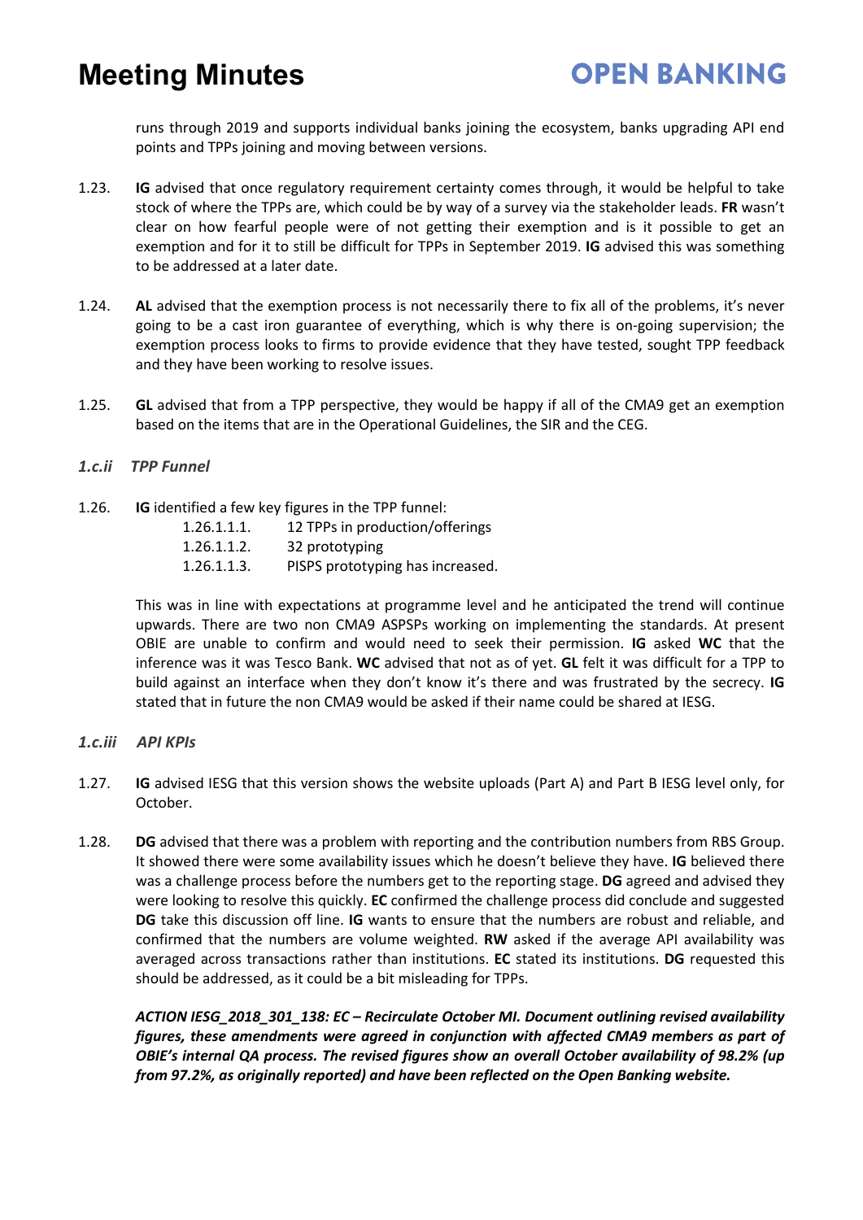runs through 2019 and supports individual banks joining the ecosystem, banks upgrading API end points and TPPs joining and moving between versions.

1.23. **IG** advised that once regulatory requirement certainty comes through, it would be helpful to take stock of where the TPPs are, which could be by way of a survey via the stakeholder leads. **FR** wasn't clear on how fearful people were of not getting their exemption and is it possible to get an exemption and for it to still be difficult for TPPs in September 2019. **IG** advised this was something to be addressed at a later date.

1.24. **AL** advised that the exemption process is not necessarily there to fix all of the problems, it's never going to be a cast iron guarantee of everything, which is why there is on-going supervision; the exemption process looks to firms to provide evidence that they have tested, sought TPP feedback and they have been working to resolve issues.

1.25. **GL** advised that from a TPP perspective, they would be happy if all of the CMA9 get an exemption based on the items that are in the Operational Guidelines, the SIR and the CEG.

### *1.c.ii TPP Funnel*

1.26. **IG** identified a few key figures in the TPP funnel:

- 1.26.1.1.1. 12 TPPs in production/offerings
- 1.26.1.1.2. 32 prototyping
- 1.26.1.1.3. PISPS prototyping has increased.

This was in line with expectations at programme level and he anticipated the trend will continue upwards. There are two non CMA9 ASPSPs working on implementing the standards. At present OBIE are unable to confirm and would need to seek their permission. **IG** asked **WC** that the inference was it was Tesco Bank. **WC** advised that not as of yet. **GL** felt it was difficult for a TPP to build against an interface when they don't know it's there and was frustrated by the secrecy. **IG** stated that in future the non CMA9 would be asked if their name could be shared at IESG.

### *1.c.iii API KPIs*

1.27. **IG** advised IESG that this version shows the website uploads (Part A) and Part B IESG level only, for October.

1.28. **DG** advised that there was a problem with reporting and the contribution numbers from RBS Group. It showed there were some availability issues which he doesn't believe they have. **IG** believed there was a challenge process before the numbers get to the reporting stage. **DG** agreed and advised they were looking to resolve this quickly. **EC** confirmed the challenge process did conclude and suggested **DG** take this discussion off line. **IG** wants to ensure that the numbers are robust and reliable, and confirmed that the numbers are volume weighted. **RW** asked if the average API availability was averaged across transactions rather than institutions. **EC** stated its institutions. **DG** requested this should be addressed, as it could be a bit misleading for TPPs.

***ACTION IESG_2018_301_138: EC – Recirculate October MI. Document outlining revised availability figures, these amendments were agreed in conjunction with affected CMA9 members as part of OBIE's internal QA process. The revised figures show an overall October availability of 98.2% (up from 97.2%, as originally reported) and have been reflected on the Open Banking website.***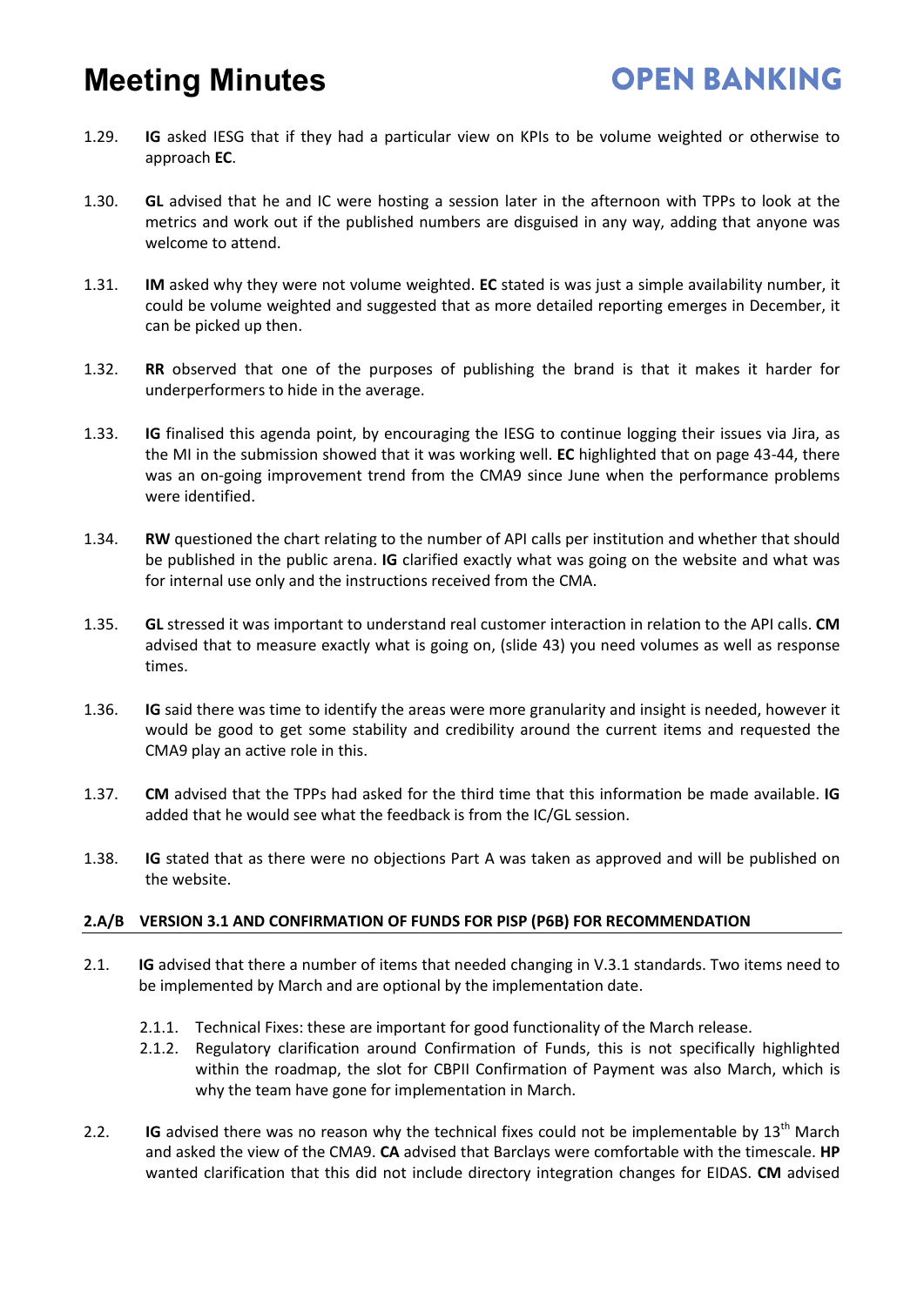1.29. **IG** asked IESG that if they had a particular view on KPIs to be volume weighted or otherwise to approach **EC**.

1.30. **GL** advised that he and IC were hosting a session later in the afternoon with TPPs to look at the metrics and work out if the published numbers are disguised in any way, adding that anyone was welcome to attend.

1.31. **IM** asked why they were not volume weighted. **EC** stated is was just a simple availability number, it could be volume weighted and suggested that as more detailed reporting emerges in December, it can be picked up then.

1.32. **RR** observed that one of the purposes of publishing the brand is that it makes it harder for underperformers to hide in the average.

1.33. **IG** finalised this agenda point, by encouraging the IESG to continue logging their issues via Jira, as the MI in the submission showed that it was working well. **EC** highlighted that on page 43-44, there was an on-going improvement trend from the CMA9 since June when the performance problems were identified.

1.34. **RW** questioned the chart relating to the number of API calls per institution and whether that should be published in the public arena. **IG** clarified exactly what was going on the website and what was for internal use only and the instructions received from the CMA.

1.35. **GL** stressed it was important to understand real customer interaction in relation to the API calls. **CM** advised that to measure exactly what is going on, (slide 43) you need volumes as well as response times.

1.36. **IG** said there was time to identify the areas were more granularity and insight is needed, however it would be good to get some stability and credibility around the current items and requested the CMA9 play an active role in this.

1.37. **CM** advised that the TPPs had asked for the third time that this information be made available. **IG** added that he would see what the feedback is from the IC/GL session.

1.38. **IG** stated that as there were no objections Part A was taken as approved and will be published on the website.

## 2.A/B VERSION 3.1 AND CONFIRMATION OF FUNDS FOR PISP (P6B) FOR RECOMMENDATION

2.1. **IG** advised that there a number of items that needed changing in V.3.1 standards. Two items need to be implemented by March and are optional by the implementation date.

- 2.1.1. Technical Fixes: these are important for good functionality of the March release.
- 2.1.2. Regulatory clarification around Confirmation of Funds, this is not specifically highlighted within the roadmap, the slot for CBPII Confirmation of Payment was also March, which is why the team have gone for implementation in March.

2.2. **IG** advised there was no reason why the technical fixes could not be implementable by 13th March and asked the view of the CMA9. **CA** advised that Barclays were comfortable with the timescale. **HP** wanted clarification that this did not include directory integration changes for EIDAS. **CM** advised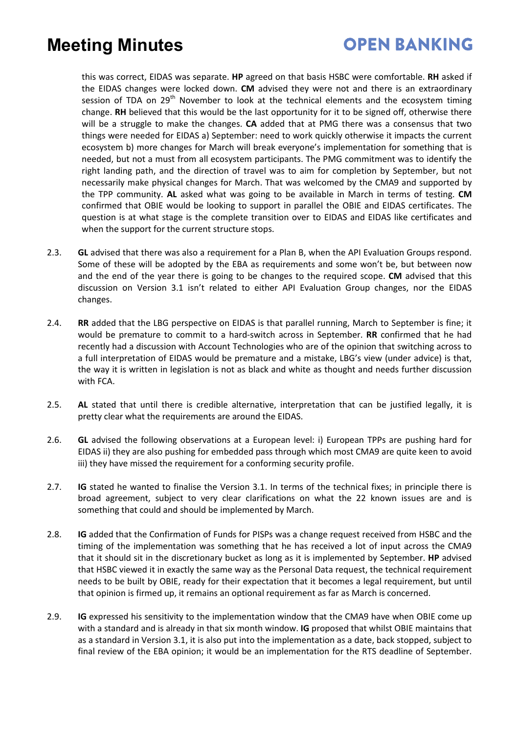this was correct, EIDAS was separate. **HP** agreed on that basis HSBC were comfortable. **RH** asked if the EIDAS changes were locked down. **CM** advised they were not and there is an extraordinary session of TDA on 29th November to look at the technical elements and the ecosystem timing change. **RH** believed that this would be the last opportunity for it to be signed off, otherwise there will be a struggle to make the changes. **CA** added that at PMG there was a consensus that two things were needed for EIDAS a) September: need to work quickly otherwise it impacts the current ecosystem b) more changes for March will break everyone's implementation for something that is needed, but not a must from all ecosystem participants. The PMG commitment was to identify the right landing path, and the direction of travel was to aim for completion by September, but not necessarily make physical changes for March. That was welcomed by the CMA9 and supported by the TPP community. **AL** asked what was going to be available in March in terms of testing. **CM** confirmed that OBIE would be looking to support in parallel the OBIE and EIDAS certificates. The question is at what stage is the complete transition over to EIDAS and EIDAS like certificates and when the support for the current structure stops.

2.3. **GL** advised that there was also a requirement for a Plan B, when the API Evaluation Groups respond. Some of these will be adopted by the EBA as requirements and some won't be, but between now and the end of the year there is going to be changes to the required scope. **CM** advised that this discussion on Version 3.1 isn't related to either API Evaluation Group changes, nor the EIDAS changes.

2.4. **RR** added that the LBG perspective on EIDAS is that parallel running, March to September is fine; it would be premature to commit to a hard-switch across in September. **RR** confirmed that he had recently had a discussion with Account Technologies who are of the opinion that switching across to a full interpretation of EIDAS would be premature and a mistake, LBG's view (under advice) is that, the way it is written in legislation is not as black and white as thought and needs further discussion with FCA.

2.5. **AL** stated that until there is credible alternative, interpretation that can be justified legally, it is pretty clear what the requirements are around the EIDAS.

2.6. **GL** advised the following observations at a European level: i) European TPPs are pushing hard for EIDAS ii) they are also pushing for embedded pass through which most CMA9 are quite keen to avoid iii) they have missed the requirement for a conforming security profile.

2.7. **IG** stated he wanted to finalise the Version 3.1. In terms of the technical fixes; in principle there is broad agreement, subject to very clear clarifications on what the 22 known issues are and is something that could and should be implemented by March.

2.8. **IG** added that the Confirmation of Funds for PISPs was a change request received from HSBC and the timing of the implementation was something that he has received a lot of input across the CMA9 that it should sit in the discretionary bucket as long as it is implemented by September. **HP** advised that HSBC viewed it in exactly the same way as the Personal Data request, the technical requirement needs to be built by OBIE, ready for their expectation that it becomes a legal requirement, but until that opinion is firmed up, it remains an optional requirement as far as March is concerned.

2.9. **IG** expressed his sensitivity to the implementation window that the CMA9 have when OBIE come up with a standard and is already in that six month window. **IG** proposed that whilst OBIE maintains that as a standard in Version 3.1, it is also put into the implementation as a date, back stopped, subject to final review of the EBA opinion; it would be an implementation for the RTS deadline of September.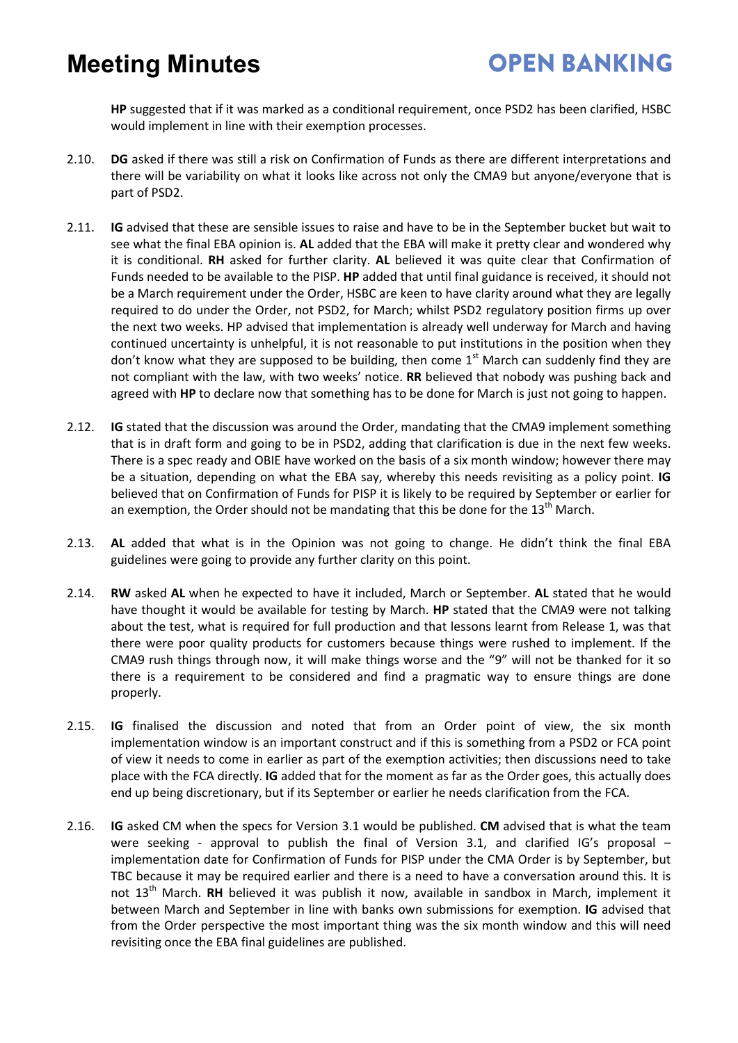**HP** suggested that if it was marked as a conditional requirement, once PSD2 has been clarified, HSBC would implement in line with their exemption processes.

2.10. **DG** asked if there was still a risk on Confirmation of Funds as there are different interpretations and there will be variability on what it looks like across not only the CMA9 but anyone/everyone that is part of PSD2.

2.11. **IG** advised that these are sensible issues to raise and have to be in the September bucket but wait to see what the final EBA opinion is. **AL** added that the EBA will make it pretty clear and wondered why it is conditional. **RH** asked for further clarity. **AL** believed it was quite clear that Confirmation of Funds needed to be available to the PISP. **HP** added that until final guidance is received, it should not be a March requirement under the Order, HSBC are keen to have clarity around what they are legally required to do under the Order, not PSD2, for March; whilst PSD2 regulatory position firms up over the next two weeks. HP advised that implementation is already well underway for March and having continued uncertainty is unhelpful, it is not reasonable to put institutions in the position when they don't know what they are supposed to be building, then come 1st March can suddenly find they are not compliant with the law, with two weeks' notice. **RR** believed that nobody was pushing back and agreed with **HP** to declare now that something has to be done for March is just not going to happen.

2.12. **IG** stated that the discussion was around the Order, mandating that the CMA9 implement something that is in draft form and going to be in PSD2, adding that clarification is due in the next few weeks. There is a spec ready and OBIE have worked on the basis of a six month window; however there may be a situation, depending on what the EBA say, whereby this needs revisiting as a policy point. **IG** believed that on Confirmation of Funds for PISP it is likely to be required by September or earlier for an exemption, the Order should not be mandating that this be done for the 13th March.

2.13. **AL** added that what is in the Opinion was not going to change. He didn't think the final EBA guidelines were going to provide any further clarity on this point.

2.14. **RW** asked **AL** when he expected to have it included, March or September. **AL** stated that he would have thought it would be available for testing by March. **HP** stated that the CMA9 were not talking about the test, what is required for full production and that lessons learnt from Release 1, was that there were poor quality products for customers because things were rushed to implement. If the CMA9 rush things through now, it will make things worse and the "9" will not be thanked for it so there is a requirement to be considered and find a pragmatic way to ensure things are done properly.

2.15. **IG** finalised the discussion and noted that from an Order point of view, the six month implementation window is an important construct and if this is something from a PSD2 or FCA point of view it needs to come in earlier as part of the exemption activities; then discussions need to take place with the FCA directly. **IG** added that for the moment as far as the Order goes, this actually does end up being discretionary, but if its September or earlier he needs clarification from the FCA.

2.16. **IG** asked CM when the specs for Version 3.1 would be published. **CM** advised that is what the team were seeking - approval to publish the final of Version 3.1, and clarified IG's proposal – implementation date for Confirmation of Funds for PISP under the CMA Order is by September, but TBC because it may be required earlier and there is a need to have a conversation around this. It is not 13th March. **RH** believed it was publish it now, available in sandbox in March, implement it between March and September in line with banks own submissions for exemption. **IG** advised that from the Order perspective the most important thing was the six month window and this will need revisiting once the EBA final guidelines are published.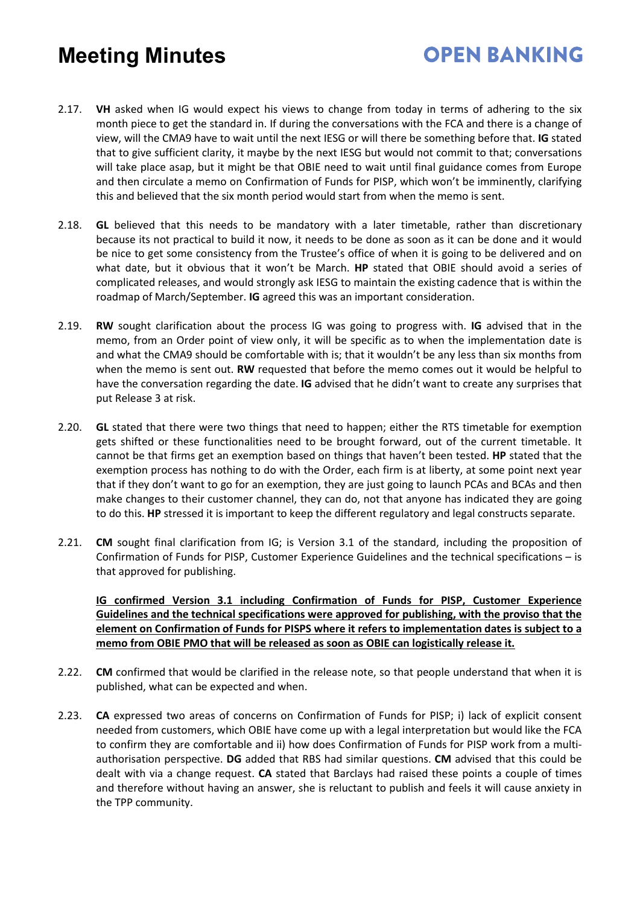2.17. **VH** asked when IG would expect his views to change from today in terms of adhering to the six month piece to get the standard in. If during the conversations with the FCA and there is a change of view, will the CMA9 have to wait until the next IESG or will there be something before that. **IG** stated that to give sufficient clarity, it maybe by the next IESG but would not commit to that; conversations will take place asap, but it might be that OBIE need to wait until final guidance comes from Europe and then circulate a memo on Confirmation of Funds for PISP, which won't be imminently, clarifying this and believed that the six month period would start from when the memo is sent.

2.18. **GL** believed that this needs to be mandatory with a later timetable, rather than discretionary because its not practical to build it now, it needs to be done as soon as it can be done and it would be nice to get some consistency from the Trustee's office of when it is going to be delivered and on what date, but it obvious that it won't be March. **HP** stated that OBIE should avoid a series of complicated releases, and would strongly ask IESG to maintain the existing cadence that is within the roadmap of March/September. **IG** agreed this was an important consideration.

2.19. **RW** sought clarification about the process IG was going to progress with. **IG** advised that in the memo, from an Order point of view only, it will be specific as to when the implementation date is and what the CMA9 should be comfortable with is; that it wouldn't be any less than six months from when the memo is sent out. **RW** requested that before the memo comes out it would be helpful to have the conversation regarding the date. **IG** advised that he didn't want to create any surprises that put Release 3 at risk.

2.20. **GL** stated that there were two things that need to happen; either the RTS timetable for exemption gets shifted or these functionalities need to be brought forward, out of the current timetable. It cannot be that firms get an exemption based on things that haven't been tested. **HP** stated that the exemption process has nothing to do with the Order, each firm is at liberty, at some point next year that if they don't want to go for an exemption, they are just going to launch PCAs and BCAs and then make changes to their customer channel, they can do, not that anyone has indicated they are going to do this. **HP** stressed it is important to keep the different regulatory and legal constructs separate.

2.21. **CM** sought final clarification from IG; is Version 3.1 of the standard, including the proposition of Confirmation of Funds for PISP, Customer Experience Guidelines and the technical specifications – is that approved for publishing.

**<u>IG confirmed Version 3.1 including Confirmation of Funds for PISP, Customer Experience Guidelines and the technical specifications were approved for publishing, with the proviso that the element on Confirmation of Funds for PISPS where it refers to implementation dates is subject to a memo from OBIE PMO that will be released as soon as OBIE can logistically release it.</u>**

2.22. **CM** confirmed that would be clarified in the release note, so that people understand that when it is published, what can be expected and when.

2.23. **CA** expressed two areas of concerns on Confirmation of Funds for PISP; i) lack of explicit consent needed from customers, which OBIE have come up with a legal interpretation but would like the FCA to confirm they are comfortable and ii) how does Confirmation of Funds for PISP work from a multi-authorisation perspective. **DG** added that RBS had similar questions. **CM** advised that this could be dealt with via a change request. **CA** stated that Barclays had raised these points a couple of times and therefore without having an answer, she is reluctant to publish and feels it will cause anxiety in the TPP community.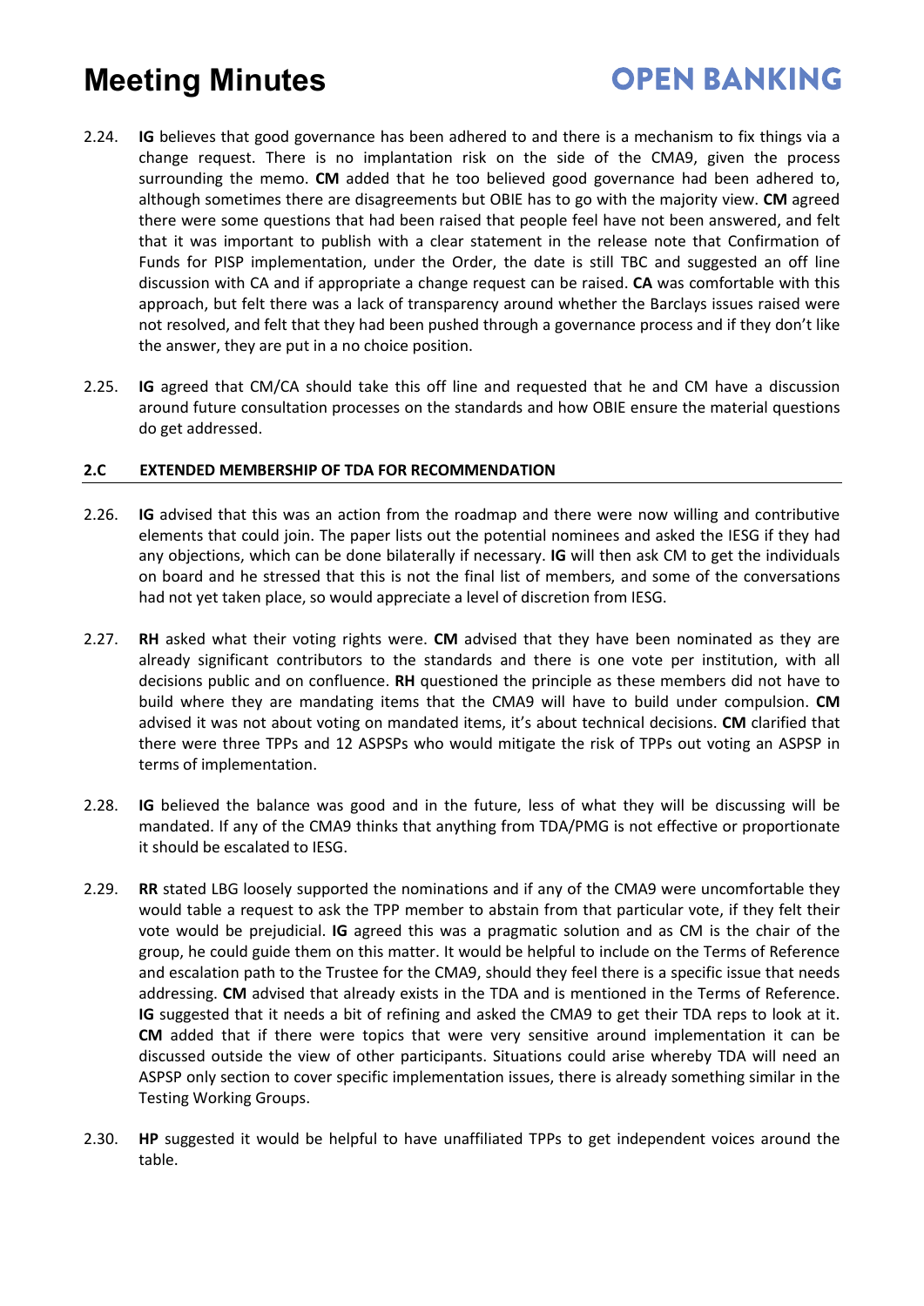2.24. **IG** believes that good governance has been adhered to and there is a mechanism to fix things via a change request. There is no implantation risk on the side of the CMA9, given the process surrounding the memo. **CM** added that he too believed good governance had been adhered to, although sometimes there are disagreements but OBIE has to go with the majority view. **CM** agreed there were some questions that had been raised that people feel have not been answered, and felt that it was important to publish with a clear statement in the release note that Confirmation of Funds for PISP implementation, under the Order, the date is still TBC and suggested an off line discussion with CA and if appropriate a change request can be raised. **CA** was comfortable with this approach, but felt there was a lack of transparency around whether the Barclays issues raised were not resolved, and felt that they had been pushed through a governance process and if they don't like the answer, they are put in a no choice position.

2.25. **IG** agreed that CM/CA should take this off line and requested that he and CM have a discussion around future consultation processes on the standards and how OBIE ensure the material questions do get addressed.

## 2.C EXTENDED MEMBERSHIP OF TDA FOR RECOMMENDATION

2.26. **IG** advised that this was an action from the roadmap and there were now willing and contributive elements that could join. The paper lists out the potential nominees and asked the IESG if they had any objections, which can be done bilaterally if necessary. **IG** will then ask CM to get the individuals on board and he stressed that this is not the final list of members, and some of the conversations had not yet taken place, so would appreciate a level of discretion from IESG.

2.27. **RH** asked what their voting rights were. **CM** advised that they have been nominated as they are already significant contributors to the standards and there is one vote per institution, with all decisions public and on confluence. **RH** questioned the principle as these members did not have to build where they are mandating items that the CMA9 will have to build under compulsion. **CM** advised it was not about voting on mandated items, it's about technical decisions. **CM** clarified that there were three TPPs and 12 ASPSPs who would mitigate the risk of TPPs out voting an ASPSP in terms of implementation.

2.28. **IG** believed the balance was good and in the future, less of what they will be discussing will be mandated. If any of the CMA9 thinks that anything from TDA/PMG is not effective or proportionate it should be escalated to IESG.

2.29. **RR** stated LBG loosely supported the nominations and if any of the CMA9 were uncomfortable they would table a request to ask the TPP member to abstain from that particular vote, if they felt their vote would be prejudicial. **IG** agreed this was a pragmatic solution and as CM is the chair of the group, he could guide them on this matter. It would be helpful to include on the Terms of Reference and escalation path to the Trustee for the CMA9, should they feel there is a specific issue that needs addressing. **CM** advised that already exists in the TDA and is mentioned in the Terms of Reference. **IG** suggested that it needs a bit of refining and asked the CMA9 to get their TDA reps to look at it. **CM** added that if there were topics that were very sensitive around implementation it can be discussed outside the view of other participants. Situations could arise whereby TDA will need an ASPSP only section to cover specific implementation issues, there is already something similar in the Testing Working Groups.

2.30. **HP** suggested it would be helpful to have unaffiliated TPPs to get independent voices around the table.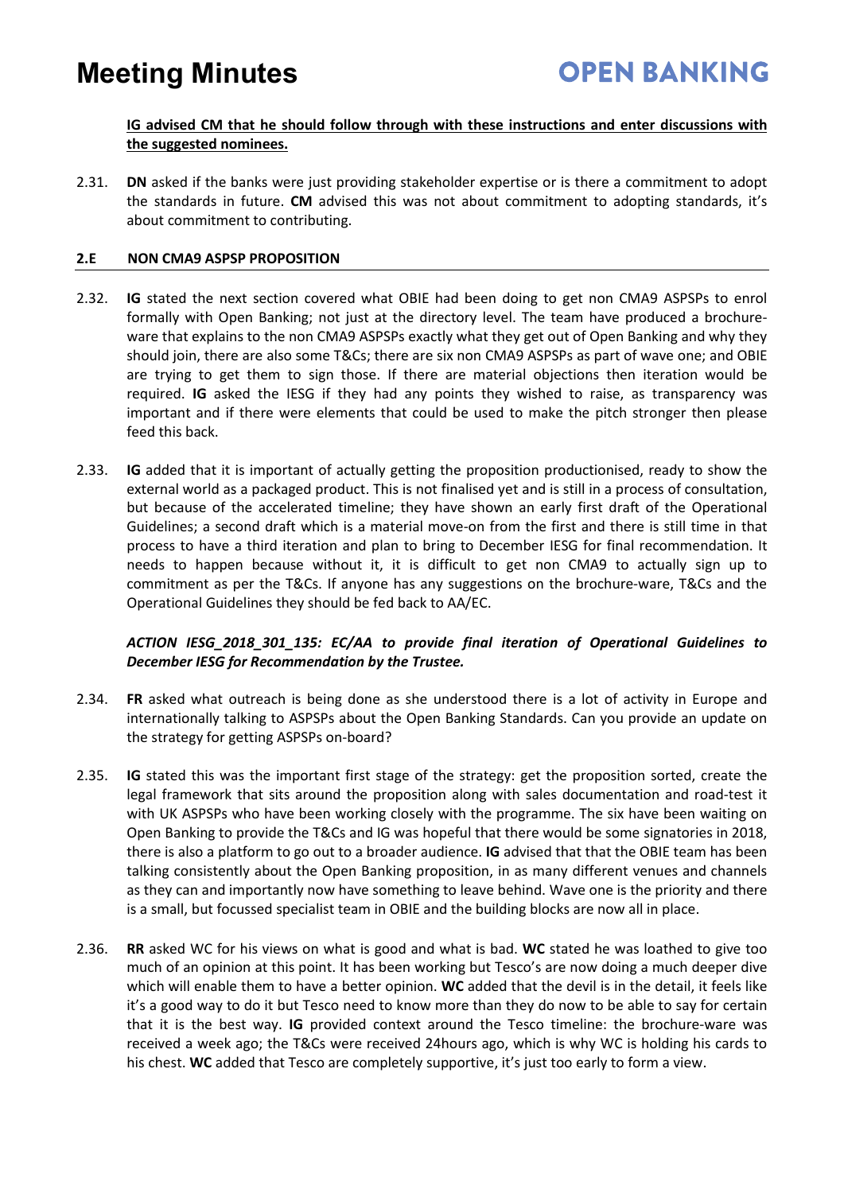**IG advised CM that he should follow through with these instructions and enter discussions with the suggested nominees.**

2.31. **DN** asked if the banks were just providing stakeholder expertise or is there a commitment to adopt the standards in future. **CM** advised this was not about commitment to adopting standards, it's about commitment to contributing.

## 2.E NON CMA9 ASPSP PROPOSITION

2.32. **IG** stated the next section covered what OBIE had been doing to get non CMA9 ASPSPs to enrol formally with Open Banking; not just at the directory level. The team have produced a brochure-ware that explains to the non CMA9 ASPSPs exactly what they get out of Open Banking and why they should join, there are also some T&Cs; there are six non CMA9 ASPSPs as part of wave one; and OBIE are trying to get them to sign those. If there are material objections then iteration would be required. **IG** asked the IESG if they had any points they wished to raise, as transparency was important and if there were elements that could be used to make the pitch stronger then please feed this back.

2.33. **IG** added that it is important of actually getting the proposition productionised, ready to show the external world as a packaged product. This is not finalised yet and is still in a process of consultation, but because of the accelerated timeline; they have shown an early first draft of the Operational Guidelines; a second draft which is a material move-on from the first and there is still time in that process to have a third iteration and plan to bring to December IESG for final recommendation. It needs to happen because without it, it is difficult to get non CMA9 to actually sign up to commitment as per the T&Cs. If anyone has any suggestions on the brochure-ware, T&Cs and the Operational Guidelines they should be fed back to AA/EC.

***ACTION IESG_2018_301_135: EC/AA to provide final iteration of Operational Guidelines to December IESG for Recommendation by the Trustee.***

2.34. **FR** asked what outreach is being done as she understood there is a lot of activity in Europe and internationally talking to ASPSPs about the Open Banking Standards. Can you provide an update on the strategy for getting ASPSPs on-board?

2.35. **IG** stated this was the important first stage of the strategy: get the proposition sorted, create the legal framework that sits around the proposition along with sales documentation and road-test it with UK ASPSPs who have been working closely with the programme. The six have been waiting on Open Banking to provide the T&Cs and IG was hopeful that there would be some signatories in 2018, there is also a platform to go out to a broader audience. **IG** advised that that the OBIE team has been talking consistently about the Open Banking proposition, in as many different venues and channels as they can and importantly now have something to leave behind. Wave one is the priority and there is a small, but focussed specialist team in OBIE and the building blocks are now all in place.

2.36. **RR** asked WC for his views on what is good and what is bad. **WC** stated he was loathed to give too much of an opinion at this point. It has been working but Tesco's are now doing a much deeper dive which will enable them to have a better opinion. **WC** added that the devil is in the detail, it feels like it's a good way to do it but Tesco need to know more than they do now to be able to say for certain that it is the best way. **IG** provided context around the Tesco timeline: the brochure-ware was received a week ago; the T&Cs were received 24hours ago, which is why WC is holding his cards to his chest. **WC** added that Tesco are completely supportive, it's just too early to form a view.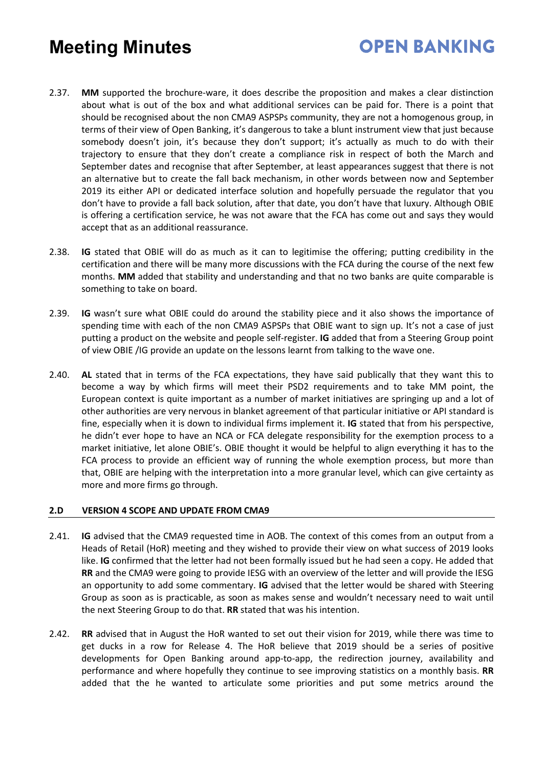2.37. **MM** supported the brochure-ware, it does describe the proposition and makes a clear distinction about what is out of the box and what additional services can be paid for. There is a point that should be recognised about the non CMA9 ASPSPs community, they are not a homogenous group, in terms of their view of Open Banking, it's dangerous to take a blunt instrument view that just because somebody doesn't join, it's because they don't support; it's actually as much to do with their trajectory to ensure that they don't create a compliance risk in respect of both the March and September dates and recognise that after September, at least appearances suggest that there is not an alternative but to create the fall back mechanism, in other words between now and September 2019 its either API or dedicated interface solution and hopefully persuade the regulator that you don't have to provide a fall back solution, after that date, you don't have that luxury. Although OBIE is offering a certification service, he was not aware that the FCA has come out and says they would accept that as an additional reassurance.

2.38. **IG** stated that OBIE will do as much as it can to legitimise the offering; putting credibility in the certification and there will be many more discussions with the FCA during the course of the next few months. **MM** added that stability and understanding and that no two banks are quite comparable is something to take on board.

2.39. **IG** wasn't sure what OBIE could do around the stability piece and it also shows the importance of spending time with each of the non CMA9 ASPSPs that OBIE want to sign up. It's not a case of just putting a product on the website and people self-register. **IG** added that from a Steering Group point of view OBIE /IG provide an update on the lessons learnt from talking to the wave one.

2.40. **AL** stated that in terms of the FCA expectations, they have said publically that they want this to become a way by which firms will meet their PSD2 requirements and to take MM point, the European context is quite important as a number of market initiatives are springing up and a lot of other authorities are very nervous in blanket agreement of that particular initiative or API standard is fine, especially when it is down to individual firms implement it. **IG** stated that from his perspective, he didn't ever hope to have an NCA or FCA delegate responsibility for the exemption process to a market initiative, let alone OBIE's. OBIE thought it would be helpful to align everything it has to the FCA process to provide an efficient way of running the whole exemption process, but more than that, OBIE are helping with the interpretation into a more granular level, which can give certainty as more and more firms go through.

## 2.D VERSION 4 SCOPE AND UPDATE FROM CMA9

2.41. **IG** advised that the CMA9 requested time in AOB. The context of this comes from an output from a Heads of Retail (HoR) meeting and they wished to provide their view on what success of 2019 looks like. **IG** confirmed that the letter had not been formally issued but he had seen a copy. He added that **RR** and the CMA9 were going to provide IESG with an overview of the letter and will provide the IESG an opportunity to add some commentary. **IG** advised that the letter would be shared with Steering Group as soon as is practicable, as soon as makes sense and wouldn't necessary need to wait until the next Steering Group to do that. **RR** stated that was his intention.

2.42. **RR** advised that in August the HoR wanted to set out their vision for 2019, while there was time to get ducks in a row for Release 4. The HoR believe that 2019 should be a series of positive developments for Open Banking around app-to-app, the redirection journey, availability and performance and where hopefully they continue to see improving statistics on a monthly basis. **RR** added that the he wanted to articulate some priorities and put some metrics around the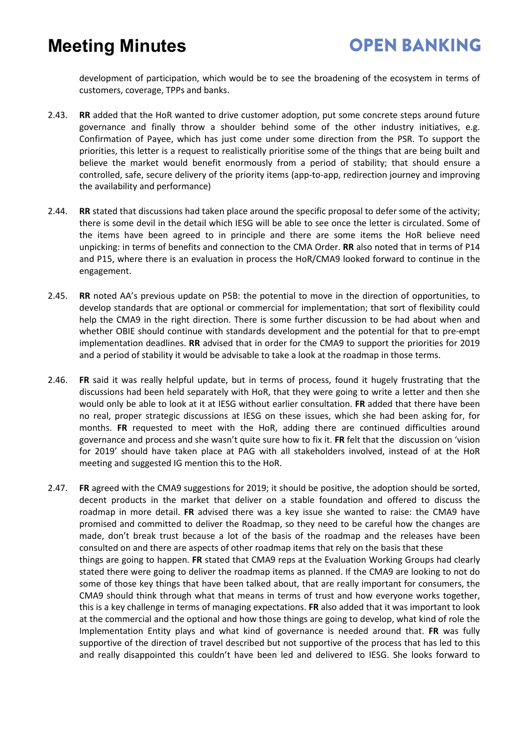development of participation, which would be to see the broadening of the ecosystem in terms of customers, coverage, TPPs and banks.

2.43. **RR** added that the HoR wanted to drive customer adoption, put some concrete steps around future governance and finally throw a shoulder behind some of the other industry initiatives, e.g. Confirmation of Payee, which has just come under some direction from the PSR. To support the priorities, this letter is a request to realistically prioritise some of the things that are being built and believe the market would benefit enormously from a period of stability; that should ensure a controlled, safe, secure delivery of the priority items (app-to-app, redirection journey and improving the availability and performance)

2.44. **RR** stated that discussions had taken place around the specific proposal to defer some of the activity; there is some devil in the detail which IESG will be able to see once the letter is circulated. Some of the items have been agreed to in principle and there are some items the HoR believe need unpicking: in terms of benefits and connection to the CMA Order. **RR** also noted that in terms of P14 and P15, where there is an evaluation in process the HoR/CMA9 looked forward to continue in the engagement.

2.45. **RR** noted AA's previous update on P5B: the potential to move in the direction of opportunities, to develop standards that are optional or commercial for implementation; that sort of flexibility could help the CMA9 in the right direction. There is some further discussion to be had about when and whether OBIE should continue with standards development and the potential for that to pre-empt implementation deadlines. **RR** advised that in order for the CMA9 to support the priorities for 2019 and a period of stability it would be advisable to take a look at the roadmap in those terms.

2.46. **FR** said it was really helpful update, but in terms of process, found it hugely frustrating that the discussions had been held separately with HoR, that they were going to write a letter and then she would only be able to look at it at IESG without earlier consultation. **FR** added that there have been no real, proper strategic discussions at IESG on these issues, which she had been asking for, for months. **FR** requested to meet with the HoR, adding there are continued difficulties around governance and process and she wasn't quite sure how to fix it. **FR** felt that the discussion on 'vision for 2019' should have taken place at PAG with all stakeholders involved, instead of at the HoR meeting and suggested IG mention this to the HoR.

2.47. **FR** agreed with the CMA9 suggestions for 2019; it should be positive, the adoption should be sorted, decent products in the market that deliver on a stable foundation and offered to discuss the roadmap in more detail. **FR** advised there was a key issue she wanted to raise: the CMA9 have promised and committed to deliver the Roadmap, so they need to be careful how the changes are made, don't break trust because a lot of the basis of the roadmap and the releases have been consulted on and there are aspects of other roadmap items that rely on the basis that these things are going to happen. **FR** stated that CMA9 reps at the Evaluation Working Groups had clearly stated there were going to deliver the roadmap items as planned. If the CMA9 are looking to not do some of those key things that have been talked about, that are really important for consumers, the CMA9 should think through what that means in terms of trust and how everyone works together, this is a key challenge in terms of managing expectations. **FR** also added that it was important to look at the commercial and the optional and how those things are going to develop, what kind of role the Implementation Entity plays and what kind of governance is needed around that. **FR** was fully supportive of the direction of travel described but not supportive of the process that has led to this and really disappointed this couldn't have been led and delivered to IESG. She looks forward to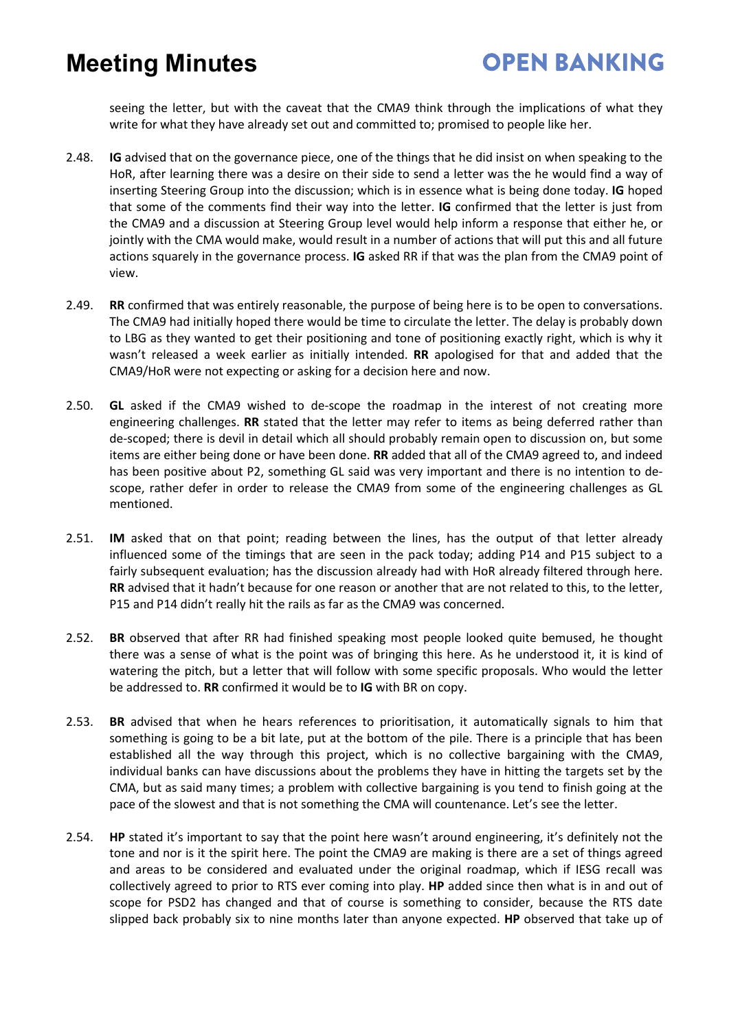seeing the letter, but with the caveat that the CMA9 think through the implications of what they write for what they have already set out and committed to; promised to people like her.

2.48. **IG** advised that on the governance piece, one of the things that he did insist on when speaking to the HoR, after learning there was a desire on their side to send a letter was the he would find a way of inserting Steering Group into the discussion; which is in essence what is being done today. **IG** hoped that some of the comments find their way into the letter. **IG** confirmed that the letter is just from the CMA9 and a discussion at Steering Group level would help inform a response that either he, or jointly with the CMA would make, would result in a number of actions that will put this and all future actions squarely in the governance process. **IG** asked RR if that was the plan from the CMA9 point of view.

2.49. **RR** confirmed that was entirely reasonable, the purpose of being here is to be open to conversations. The CMA9 had initially hoped there would be time to circulate the letter. The delay is probably down to LBG as they wanted to get their positioning and tone of positioning exactly right, which is why it wasn't released a week earlier as initially intended. **RR** apologised for that and added that the CMA9/HoR were not expecting or asking for a decision here and now.

2.50. **GL** asked if the CMA9 wished to de-scope the roadmap in the interest of not creating more engineering challenges. **RR** stated that the letter may refer to items as being deferred rather than de-scoped; there is devil in detail which all should probably remain open to discussion on, but some items are either being done or have been done. **RR** added that all of the CMA9 agreed to, and indeed has been positive about P2, something GL said was very important and there is no intention to de-scope, rather defer in order to release the CMA9 from some of the engineering challenges as GL mentioned.

2.51. **IM** asked that on that point; reading between the lines, has the output of that letter already influenced some of the timings that are seen in the pack today; adding P14 and P15 subject to a fairly subsequent evaluation; has the discussion already had with HoR already filtered through here. **RR** advised that it hadn't because for one reason or another that are not related to this, to the letter, P15 and P14 didn't really hit the rails as far as the CMA9 was concerned.

2.52. **BR** observed that after RR had finished speaking most people looked quite bemused, he thought there was a sense of what is the point was of bringing this here. As he understood it, it is kind of watering the pitch, but a letter that will follow with some specific proposals. Who would the letter be addressed to. **RR** confirmed it would be to **IG** with BR on copy.

2.53. **BR** advised that when he hears references to prioritisation, it automatically signals to him that something is going to be a bit late, put at the bottom of the pile. There is a principle that has been established all the way through this project, which is no collective bargaining with the CMA9, individual banks can have discussions about the problems they have in hitting the targets set by the CMA, but as said many times; a problem with collective bargaining is you tend to finish going at the pace of the slowest and that is not something the CMA will countenance. Let's see the letter.

2.54. **HP** stated it's important to say that the point here wasn't around engineering, it's definitely not the tone and nor is it the spirit here. The point the CMA9 are making is there are a set of things agreed and areas to be considered and evaluated under the original roadmap, which if IESG recall was collectively agreed to prior to RTS ever coming into play. **HP** added since then what is in and out of scope for PSD2 has changed and that of course is something to consider, because the RTS date slipped back probably six to nine months later than anyone expected. **HP** observed that take up of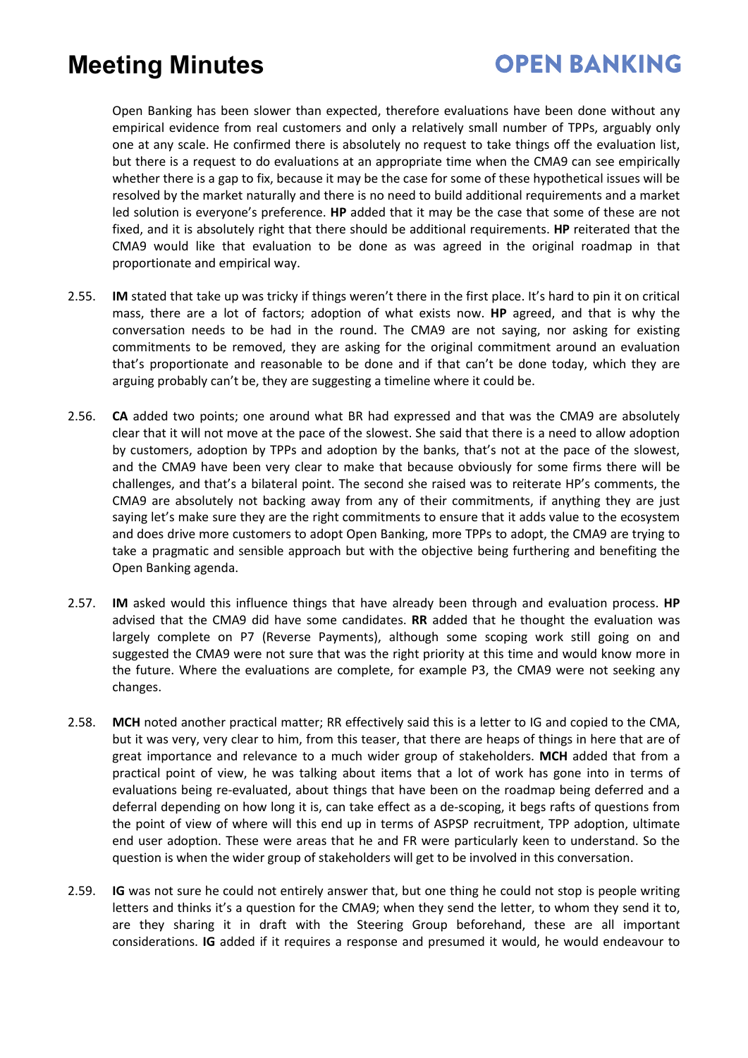Open Banking has been slower than expected, therefore evaluations have been done without any empirical evidence from real customers and only a relatively small number of TPPs, arguably only one at any scale. He confirmed there is absolutely no request to take things off the evaluation list, but there is a request to do evaluations at an appropriate time when the CMA9 can see empirically whether there is a gap to fix, because it may be the case for some of these hypothetical issues will be resolved by the market naturally and there is no need to build additional requirements and a market led solution is everyone's preference. **HP** added that it may be the case that some of these are not fixed, and it is absolutely right that there should be additional requirements. **HP** reiterated that the CMA9 would like that evaluation to be done as was agreed in the original roadmap in that proportionate and empirical way.

2.55. **IM** stated that take up was tricky if things weren't there in the first place. It's hard to pin it on critical mass, there are a lot of factors; adoption of what exists now. **HP** agreed, and that is why the conversation needs to be had in the round. The CMA9 are not saying, nor asking for existing commitments to be removed, they are asking for the original commitment around an evaluation that's proportionate and reasonable to be done and if that can't be done today, which they are arguing probably can't be, they are suggesting a timeline where it could be.

2.56. **CA** added two points; one around what BR had expressed and that was the CMA9 are absolutely clear that it will not move at the pace of the slowest. She said that there is a need to allow adoption by customers, adoption by TPPs and adoption by the banks, that's not at the pace of the slowest, and the CMA9 have been very clear to make that because obviously for some firms there will be challenges, and that's a bilateral point. The second she raised was to reiterate HP's comments, the CMA9 are absolutely not backing away from any of their commitments, if anything they are just saying let's make sure they are the right commitments to ensure that it adds value to the ecosystem and does drive more customers to adopt Open Banking, more TPPs to adopt, the CMA9 are trying to take a pragmatic and sensible approach but with the objective being furthering and benefiting the Open Banking agenda.

2.57. **IM** asked would this influence things that have already been through and evaluation process. **HP** advised that the CMA9 did have some candidates. **RR** added that he thought the evaluation was largely complete on P7 (Reverse Payments), although some scoping work still going on and suggested the CMA9 were not sure that was the right priority at this time and would know more in the future. Where the evaluations are complete, for example P3, the CMA9 were not seeking any changes.

2.58. **MCH** noted another practical matter; RR effectively said this is a letter to IG and copied to the CMA, but it was very, very clear to him, from this teaser, that there are heaps of things in here that are of great importance and relevance to a much wider group of stakeholders. **MCH** added that from a practical point of view, he was talking about items that a lot of work has gone into in terms of evaluations being re-evaluated, about things that have been on the roadmap being deferred and a deferral depending on how long it is, can take effect as a de-scoping, it begs rafts of questions from the point of view of where will this end up in terms of ASPSP recruitment, TPP adoption, ultimate end user adoption. These were areas that he and FR were particularly keen to understand. So the question is when the wider group of stakeholders will get to be involved in this conversation.

2.59. **IG** was not sure he could not entirely answer that, but one thing he could not stop is people writing letters and thinks it's a question for the CMA9; when they send the letter, to whom they send it to, are they sharing it in draft with the Steering Group beforehand, these are all important considerations. **IG** added if it requires a response and presumed it would, he would endeavour to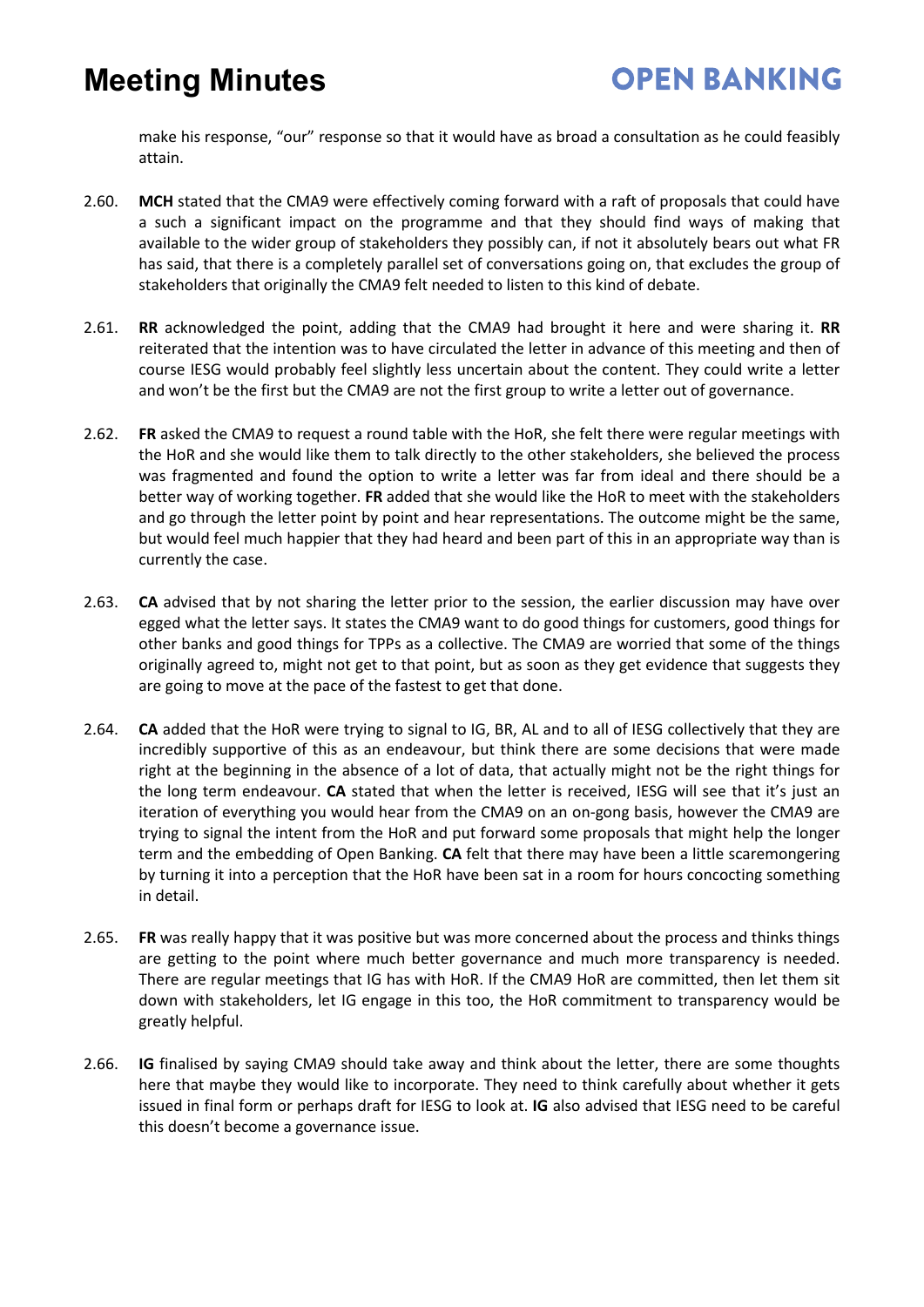make his response, "our" response so that it would have as broad a consultation as he could feasibly attain.

2.60. **MCH** stated that the CMA9 were effectively coming forward with a raft of proposals that could have a such a significant impact on the programme and that they should find ways of making that available to the wider group of stakeholders they possibly can, if not it absolutely bears out what FR has said, that there is a completely parallel set of conversations going on, that excludes the group of stakeholders that originally the CMA9 felt needed to listen to this kind of debate.

2.61. **RR** acknowledged the point, adding that the CMA9 had brought it here and were sharing it. **RR** reiterated that the intention was to have circulated the letter in advance of this meeting and then of course IESG would probably feel slightly less uncertain about the content. They could write a letter and won't be the first but the CMA9 are not the first group to write a letter out of governance.

2.62. **FR** asked the CMA9 to request a round table with the HoR, she felt there were regular meetings with the HoR and she would like them to talk directly to the other stakeholders, she believed the process was fragmented and found the option to write a letter was far from ideal and there should be a better way of working together. **FR** added that she would like the HoR to meet with the stakeholders and go through the letter point by point and hear representations. The outcome might be the same, but would feel much happier that they had heard and been part of this in an appropriate way than is currently the case.

2.63. **CA** advised that by not sharing the letter prior to the session, the earlier discussion may have over egged what the letter says. It states the CMA9 want to do good things for customers, good things for other banks and good things for TPPs as a collective. The CMA9 are worried that some of the things originally agreed to, might not get to that point, but as soon as they get evidence that suggests they are going to move at the pace of the fastest to get that done.

2.64. **CA** added that the HoR were trying to signal to IG, BR, AL and to all of IESG collectively that they are incredibly supportive of this as an endeavour, but think there are some decisions that were made right at the beginning in the absence of a lot of data, that actually might not be the right things for the long term endeavour. **CA** stated that when the letter is received, IESG will see that it's just an iteration of everything you would hear from the CMA9 on an on-gong basis, however the CMA9 are trying to signal the intent from the HoR and put forward some proposals that might help the longer term and the embedding of Open Banking. **CA** felt that there may have been a little scaremongering by turning it into a perception that the HoR have been sat in a room for hours concocting something in detail.

2.65. **FR** was really happy that it was positive but was more concerned about the process and thinks things are getting to the point where much better governance and much more transparency is needed. There are regular meetings that IG has with HoR. If the CMA9 HoR are committed, then let them sit down with stakeholders, let IG engage in this too, the HoR commitment to transparency would be greatly helpful.

2.66. **IG** finalised by saying CMA9 should take away and think about the letter, there are some thoughts here that maybe they would like to incorporate. They need to think carefully about whether it gets issued in final form or perhaps draft for IESG to look at. **IG** also advised that IESG need to be careful this doesn't become a governance issue.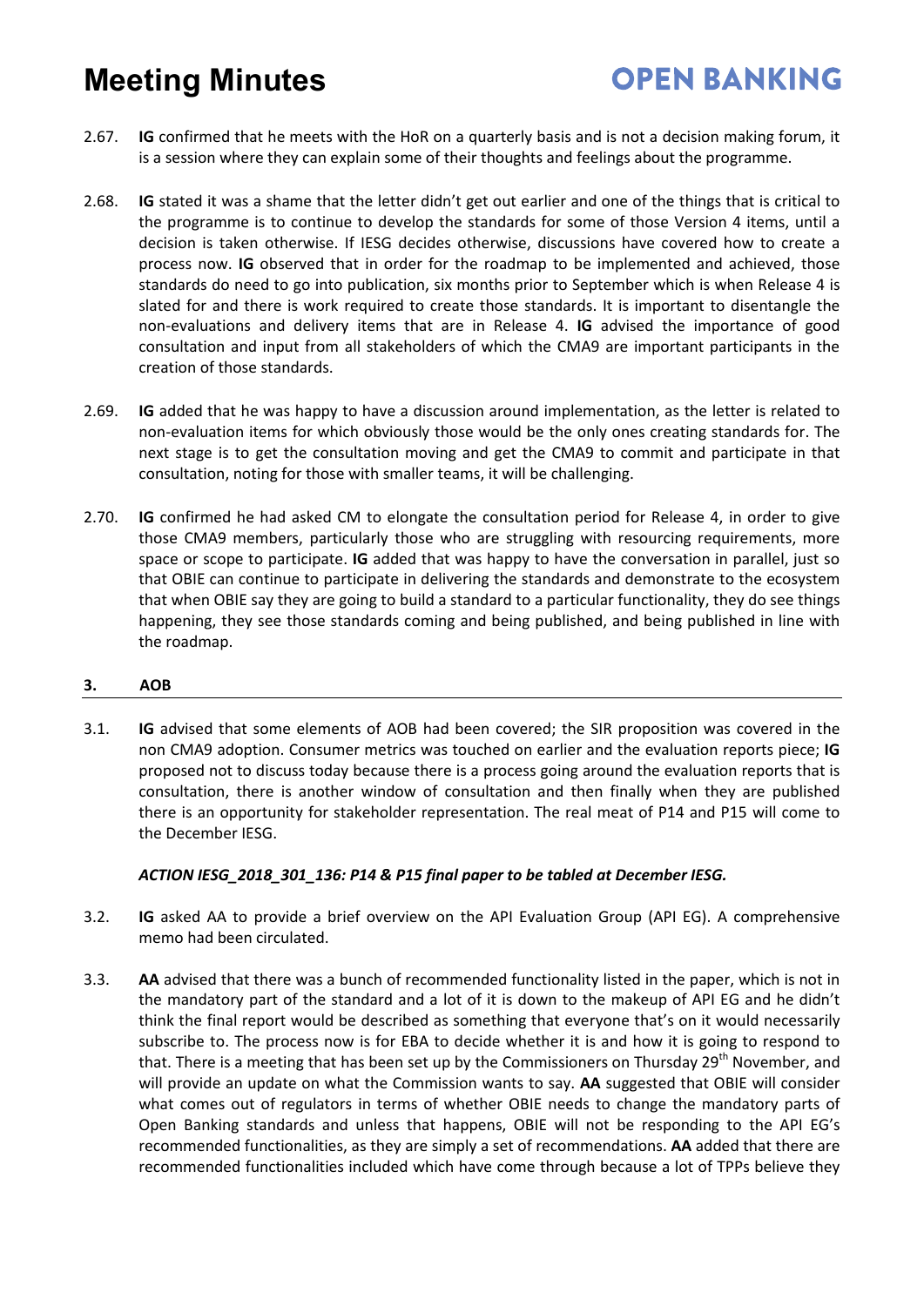2.67. **IG** confirmed that he meets with the HoR on a quarterly basis and is not a decision making forum, it is a session where they can explain some of their thoughts and feelings about the programme.

2.68. **IG** stated it was a shame that the letter didn't get out earlier and one of the things that is critical to the programme is to continue to develop the standards for some of those Version 4 items, until a decision is taken otherwise. If IESG decides otherwise, discussions have covered how to create a process now. **IG** observed that in order for the roadmap to be implemented and achieved, those standards do need to go into publication, six months prior to September which is when Release 4 is slated for and there is work required to create those standards. It is important to disentangle the non-evaluations and delivery items that are in Release 4. **IG** advised the importance of good consultation and input from all stakeholders of which the CMA9 are important participants in the creation of those standards.

2.69. **IG** added that he was happy to have a discussion around implementation, as the letter is related to non-evaluation items for which obviously those would be the only ones creating standards for. The next stage is to get the consultation moving and get the CMA9 to commit and participate in that consultation, noting for those with smaller teams, it will be challenging.

2.70. **IG** confirmed he had asked CM to elongate the consultation period for Release 4, in order to give those CMA9 members, particularly those who are struggling with resourcing requirements, more space or scope to participate. **IG** added that was happy to have the conversation in parallel, just so that OBIE can continue to participate in delivering the standards and demonstrate to the ecosystem that when OBIE say they are going to build a standard to a particular functionality, they do see things happening, they see those standards coming and being published, and being published in line with the roadmap.

## 3. AOB

3.1. **IG** advised that some elements of AOB had been covered; the SIR proposition was covered in the non CMA9 adoption. Consumer metrics was touched on earlier and the evaluation reports piece; **IG** proposed not to discuss today because there is a process going around the evaluation reports that is consultation, there is another window of consultation and then finally when they are published there is an opportunity for stakeholder representation. The real meat of P14 and P15 will come to the December IESG.

***ACTION IESG_2018_301_136: P14 & P15 final paper to be tabled at December IESG.***

3.2. **IG** asked AA to provide a brief overview on the API Evaluation Group (API EG). A comprehensive memo had been circulated.

3.3. **AA** advised that there was a bunch of recommended functionality listed in the paper, which is not in the mandatory part of the standard and a lot of it is down to the makeup of API EG and he didn't think the final report would be described as something that everyone that's on it would necessarily subscribe to. The process now is for EBA to decide whether it is and how it is going to respond to that. There is a meeting that has been set up by the Commissioners on Thursday 29th November, and will provide an update on what the Commission wants to say. **AA** suggested that OBIE will consider what comes out of regulators in terms of whether OBIE needs to change the mandatory parts of Open Banking standards and unless that happens, OBIE will not be responding to the API EG's recommended functionalities, as they are simply a set of recommendations. **AA** added that there are recommended functionalities included which have come through because a lot of TPPs believe they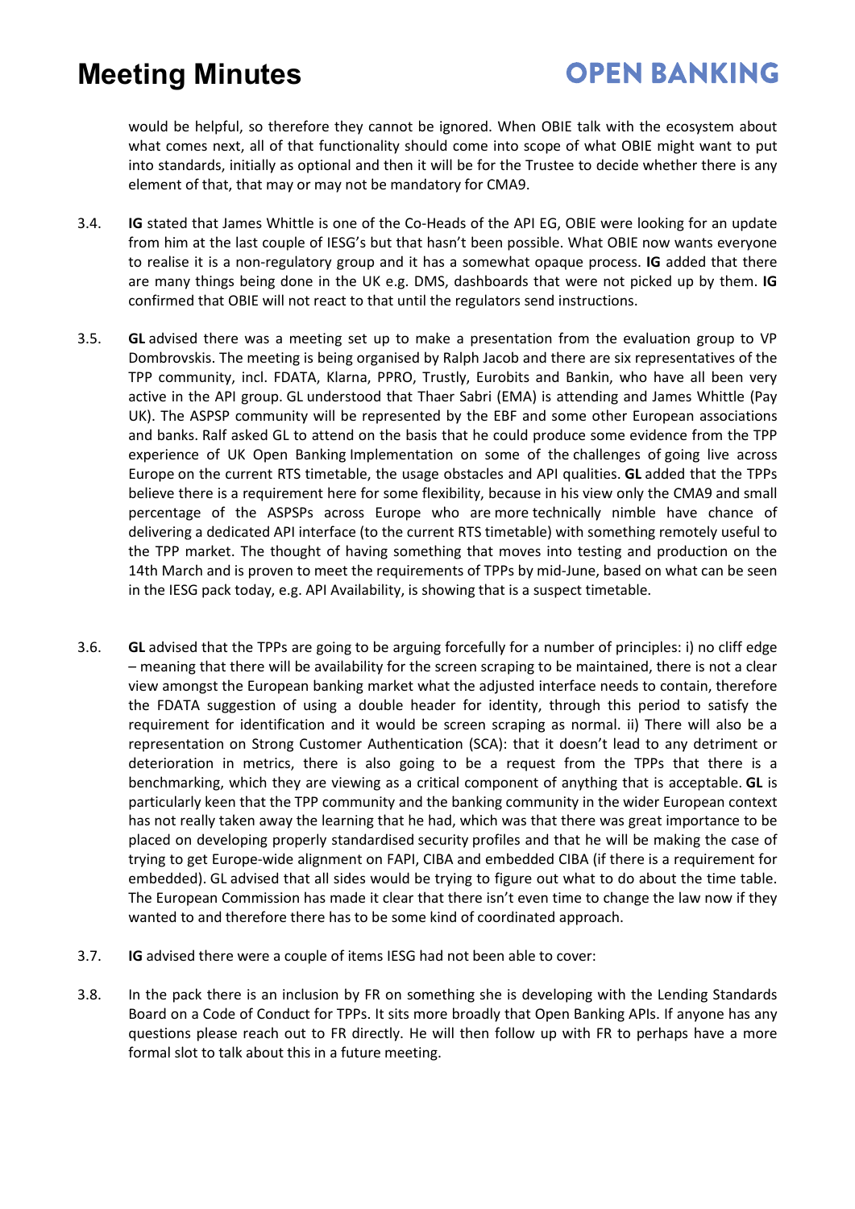would be helpful, so therefore they cannot be ignored. When OBIE talk with the ecosystem about what comes next, all of that functionality should come into scope of what OBIE might want to put into standards, initially as optional and then it will be for the Trustee to decide whether there is any element of that, that may or may not be mandatory for CMA9.

3.4. **IG** stated that James Whittle is one of the Co-Heads of the API EG, OBIE were looking for an update from him at the last couple of IESG's but that hasn't been possible. What OBIE now wants everyone to realise it is a non-regulatory group and it has a somewhat opaque process. **IG** added that there are many things being done in the UK e.g. DMS, dashboards that were not picked up by them. **IG** confirmed that OBIE will not react to that until the regulators send instructions.

3.5. **GL** advised there was a meeting set up to make a presentation from the evaluation group to VP Dombrovskis. The meeting is being organised by Ralph Jacob and there are six representatives of the TPP community, incl. FDATA, Klarna, PPRO, Trustly, Eurobits and Bankin, who have all been very active in the API group. GL understood that Thaer Sabri (EMA) is attending and James Whittle (Pay UK). The ASPSP community will be represented by the EBF and some other European associations and banks. Ralf asked GL to attend on the basis that he could produce some evidence from the TPP experience of UK Open Banking Implementation on some of the challenges of going live across Europe on the current RTS timetable, the usage obstacles and API qualities. **GL** added that the TPPs believe there is a requirement here for some flexibility, because in his view only the CMA9 and small percentage of the ASPSPs across Europe who are more technically nimble have chance of delivering a dedicated API interface (to the current RTS timetable) with something remotely useful to the TPP market. The thought of having something that moves into testing and production on the 14th March and is proven to meet the requirements of TPPs by mid-June, based on what can be seen in the IESG pack today, e.g. API Availability, is showing that is a suspect timetable.

3.6. **GL** advised that the TPPs are going to be arguing forcefully for a number of principles: i) no cliff edge – meaning that there will be availability for the screen scraping to be maintained, there is not a clear view amongst the European banking market what the adjusted interface needs to contain, therefore the FDATA suggestion of using a double header for identity, through this period to satisfy the requirement for identification and it would be screen scraping as normal. ii) There will also be a representation on Strong Customer Authentication (SCA): that it doesn't lead to any detriment or deterioration in metrics, there is also going to be a request from the TPPs that there is a benchmarking, which they are viewing as a critical component of anything that is acceptable. **GL** is particularly keen that the TPP community and the banking community in the wider European context has not really taken away the learning that he had, which was that there was great importance to be placed on developing properly standardised security profiles and that he will be making the case of trying to get Europe-wide alignment on FAPI, CIBA and embedded CIBA (if there is a requirement for embedded). GL advised that all sides would be trying to figure out what to do about the time table. The European Commission has made it clear that there isn't even time to change the law now if they wanted to and therefore there has to be some kind of coordinated approach.

3.7. **IG** advised there were a couple of items IESG had not been able to cover:

3.8. In the pack there is an inclusion by FR on something she is developing with the Lending Standards Board on a Code of Conduct for TPPs. It sits more broadly that Open Banking APIs. If anyone has any questions please reach out to FR directly. He will then follow up with FR to perhaps have a more formal slot to talk about this in a future meeting.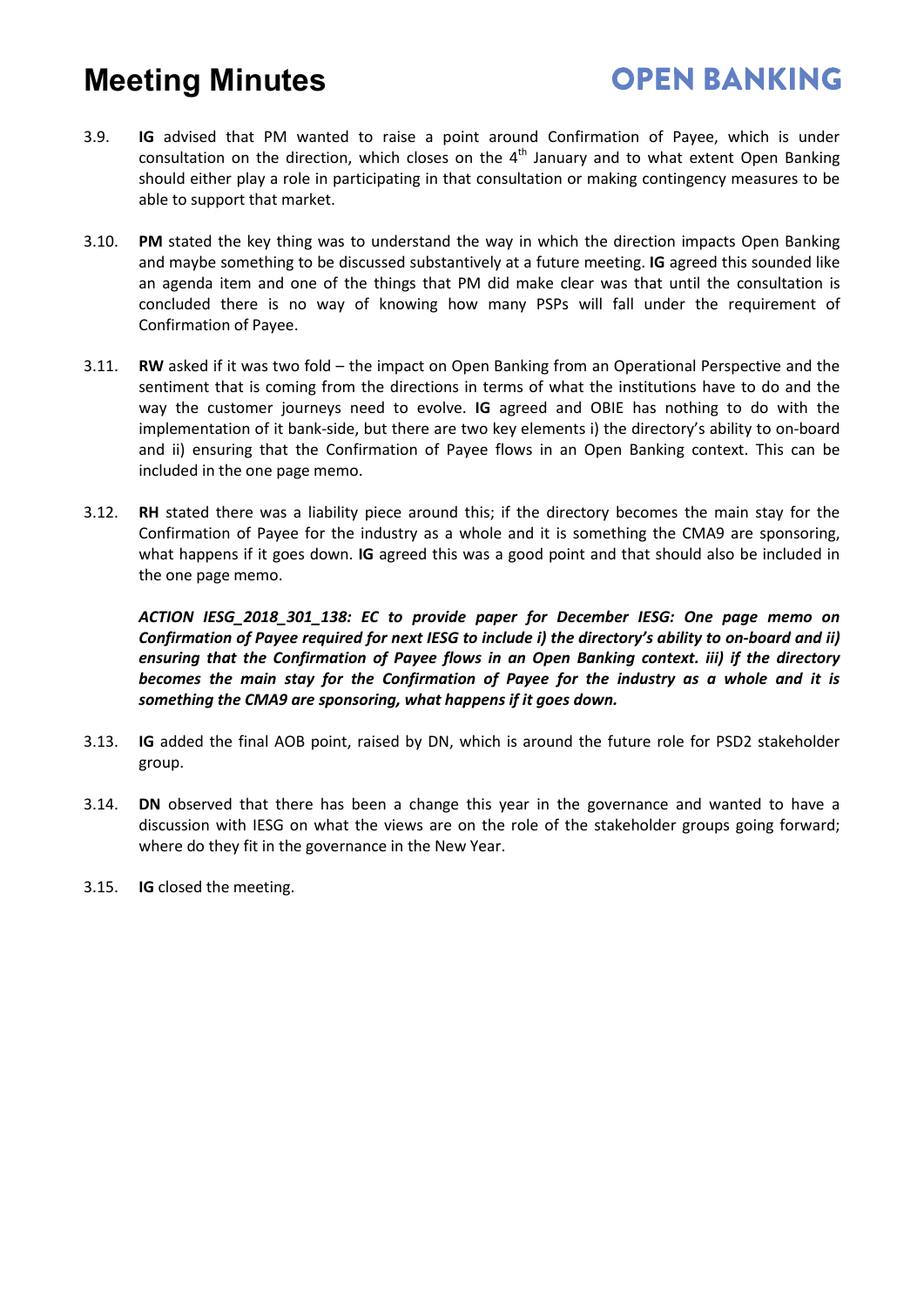3.9. **IG** advised that PM wanted to raise a point around Confirmation of Payee, which is under consultation on the direction, which closes on the 4th January and to what extent Open Banking should either play a role in participating in that consultation or making contingency measures to be able to support that market.

3.10. **PM** stated the key thing was to understand the way in which the direction impacts Open Banking and maybe something to be discussed substantively at a future meeting. **IG** agreed this sounded like an agenda item and one of the things that PM did make clear was that until the consultation is concluded there is no way of knowing how many PSPs will fall under the requirement of Confirmation of Payee.

3.11. **RW** asked if it was two fold – the impact on Open Banking from an Operational Perspective and the sentiment that is coming from the directions in terms of what the institutions have to do and the way the customer journeys need to evolve. **IG** agreed and OBIE has nothing to do with the implementation of it bank-side, but there are two key elements i) the directory's ability to on-board and ii) ensuring that the Confirmation of Payee flows in an Open Banking context. This can be included in the one page memo.

3.12. **RH** stated there was a liability piece around this; if the directory becomes the main stay for the Confirmation of Payee for the industry as a whole and it is something the CMA9 are sponsoring, what happens if it goes down. **IG** agreed this was a good point and that should also be included in the one page memo.

***ACTION IESG_2018_301_138: EC to provide paper for December IESG: One page memo on Confirmation of Payee required for next IESG to include i) the directory's ability to on-board and ii) ensuring that the Confirmation of Payee flows in an Open Banking context. iii) if the directory becomes the main stay for the Confirmation of Payee for the industry as a whole and it is something the CMA9 are sponsoring, what happens if it goes down.***

3.13. **IG** added the final AOB point, raised by DN, which is around the future role for PSD2 stakeholder group.

3.14. **DN** observed that there has been a change this year in the governance and wanted to have a discussion with IESG on what the views are on the role of the stakeholder groups going forward; where do they fit in the governance in the New Year.

3.15. **IG** closed the meeting.